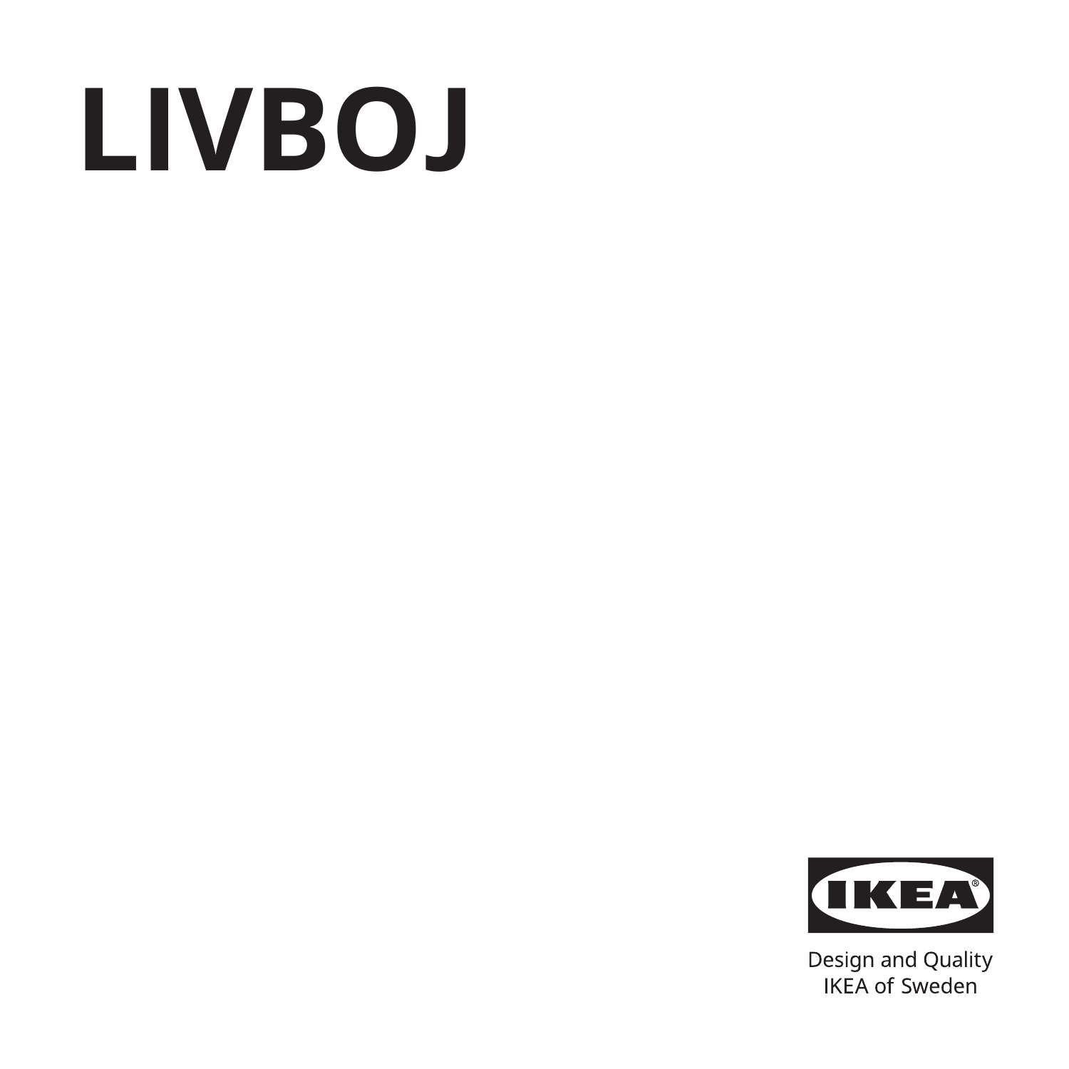# LIVBOJ

IKEA

Design and Quality
IKEA of Sweden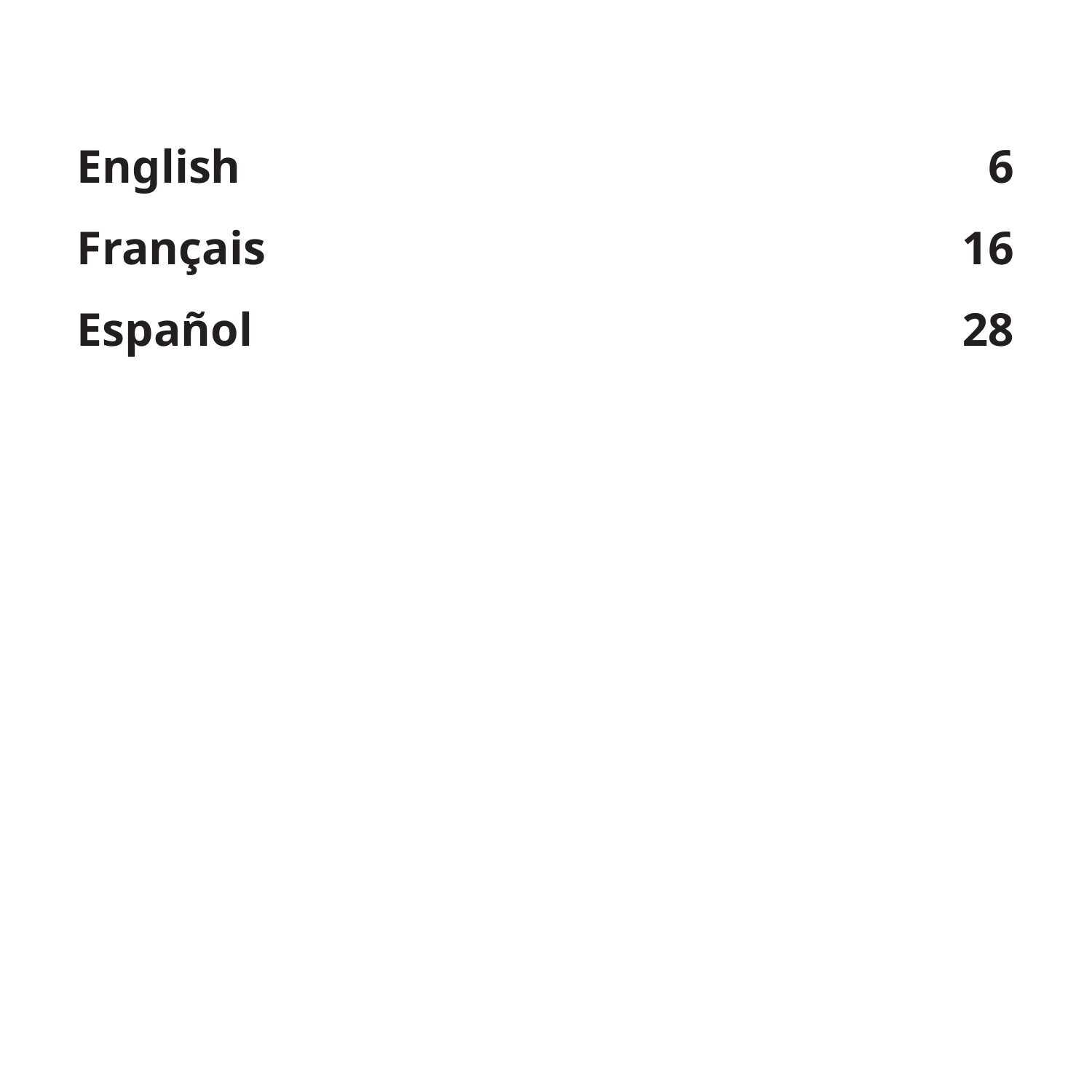| | |
|---|---|
| **English** | **6** |
| **Français** | **16** |
| **Español** | **28** |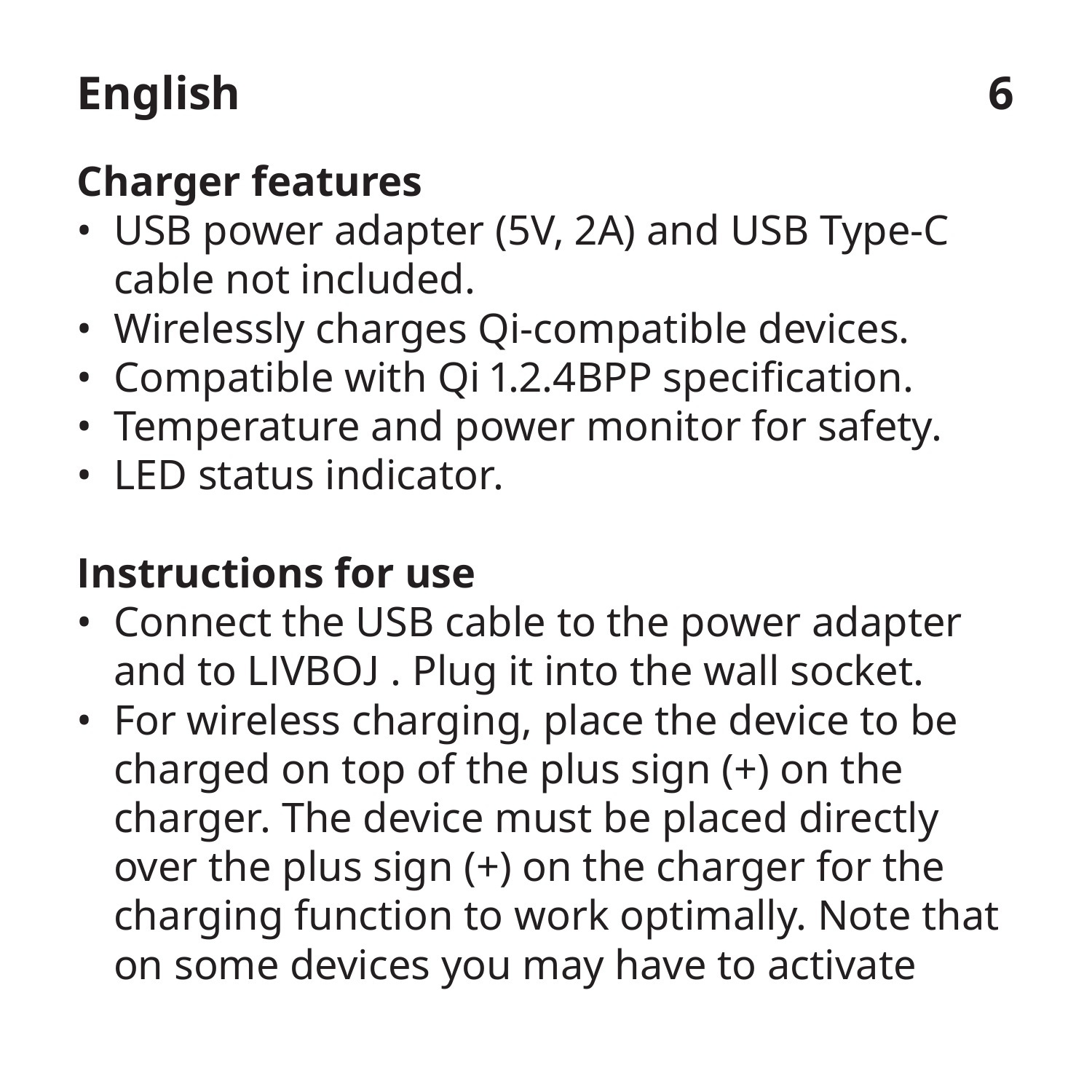# English

## Charger features

- USB power adapter (5V, 2A) and USB Type-C cable not included.
- Wirelessly charges Qi-compatible devices.
- Compatible with Qi 1.2.4BPP specification.
- Temperature and power monitor for safety.
- LED status indicator.

## Instructions for use

- Connect the USB cable to the power adapter and to LIVBOJ . Plug it into the wall socket.
- For wireless charging, place the device to be charged on top of the plus sign (+) on the charger. The device must be placed directly over the plus sign (+) on the charger for the charging function to work optimally. Note that on some devices you may have to activate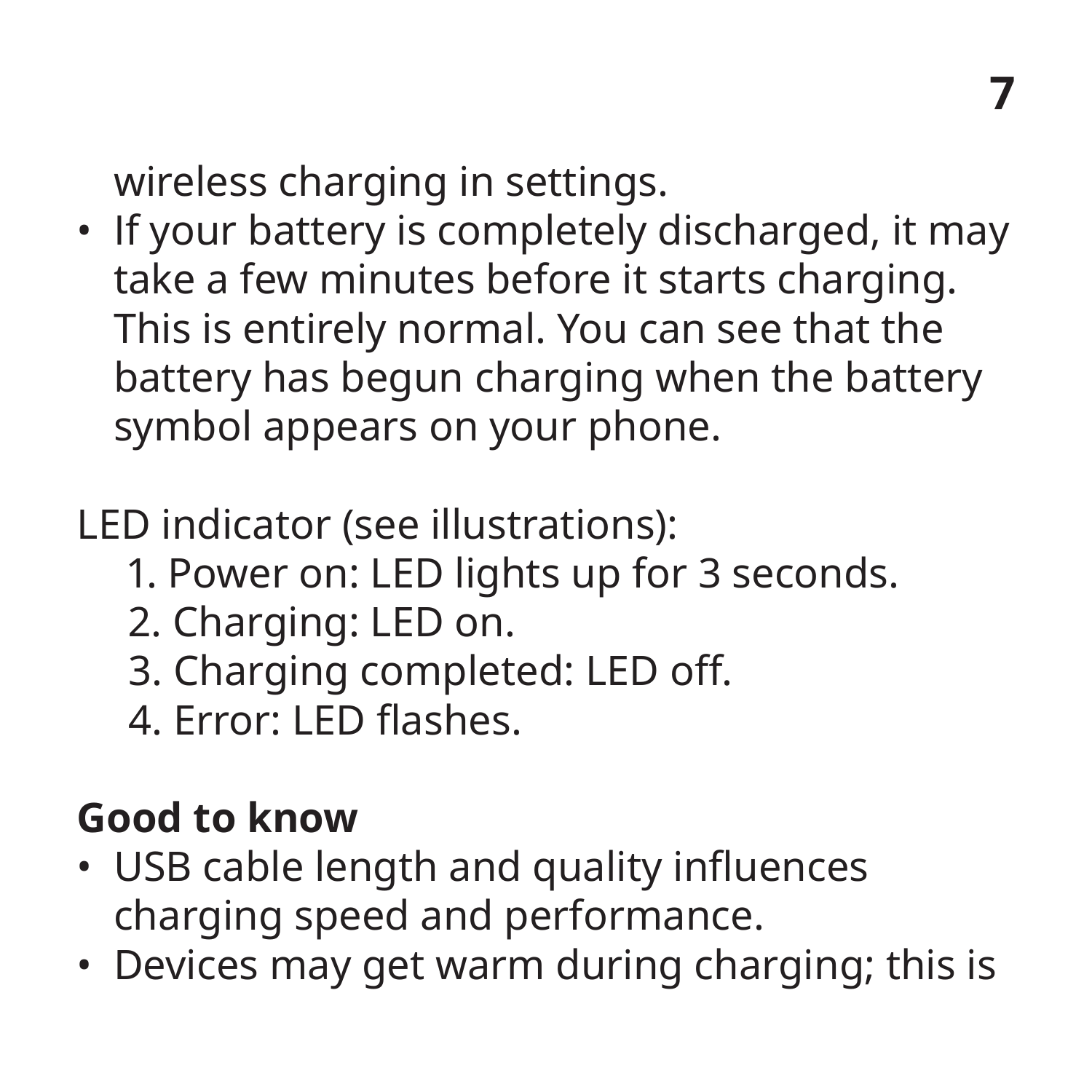wireless charging in settings.

- If your battery is completely discharged, it may take a few minutes before it starts charging. This is entirely normal. You can see that the battery has begun charging when the battery symbol appears on your phone.

LED indicator (see illustrations):

1. Power on: LED lights up for 3 seconds.
2. Charging: LED on.
3. Charging completed: LED off.
4. Error: LED flashes.

**Good to know**

- USB cable length and quality influences charging speed and performance.
- Devices may get warm during charging; this is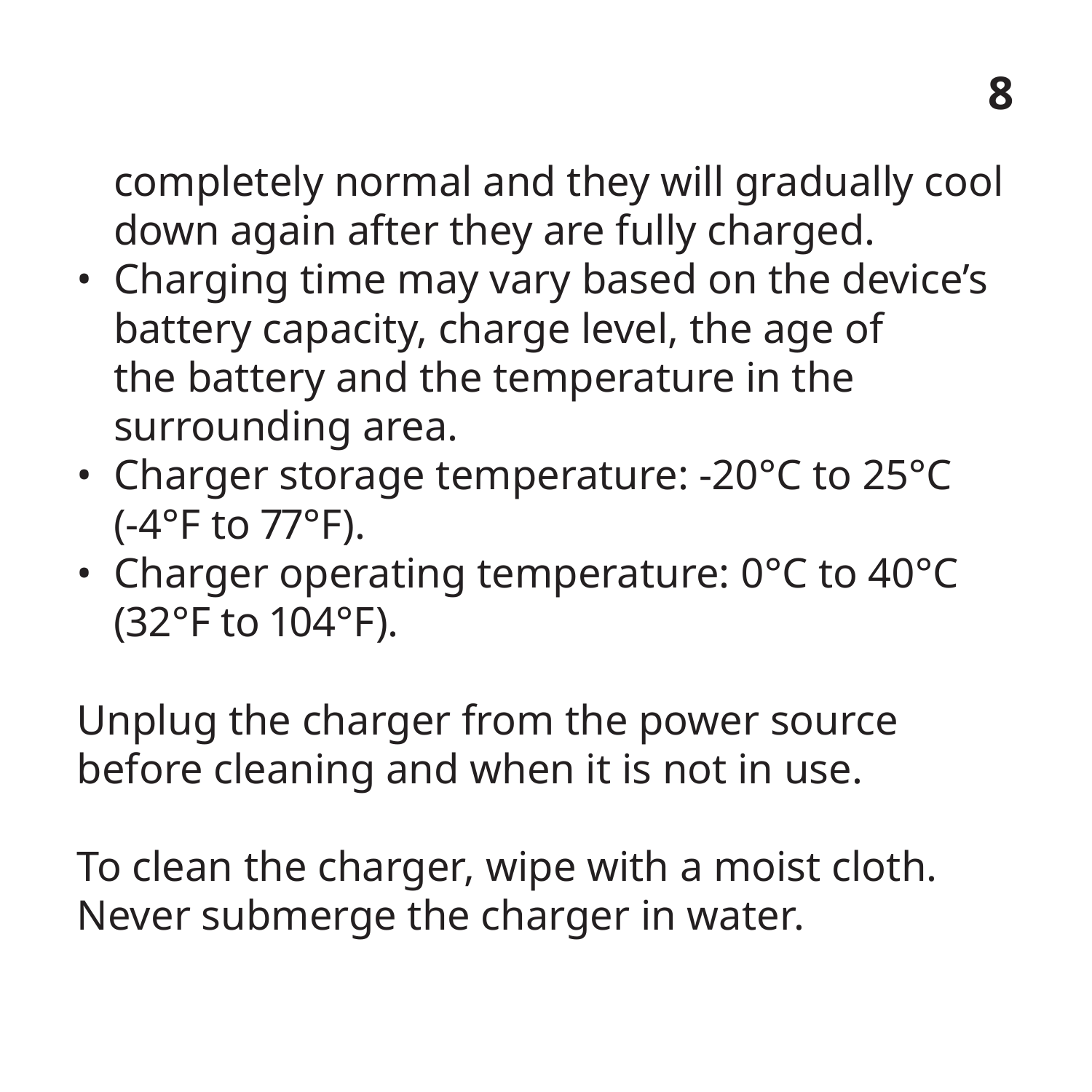completely normal and they will gradually cool down again after they are fully charged.

- Charging time may vary based on the device's battery capacity, charge level, the age of the battery and the temperature in the surrounding area.
- Charger storage temperature: -20°C to 25°C (-4°F to 77°F).
- Charger operating temperature: 0°C to 40°C (32°F to 104°F).

Unplug the charger from the power source before cleaning and when it is not in use.

To clean the charger, wipe with a moist cloth. Never submerge the charger in water.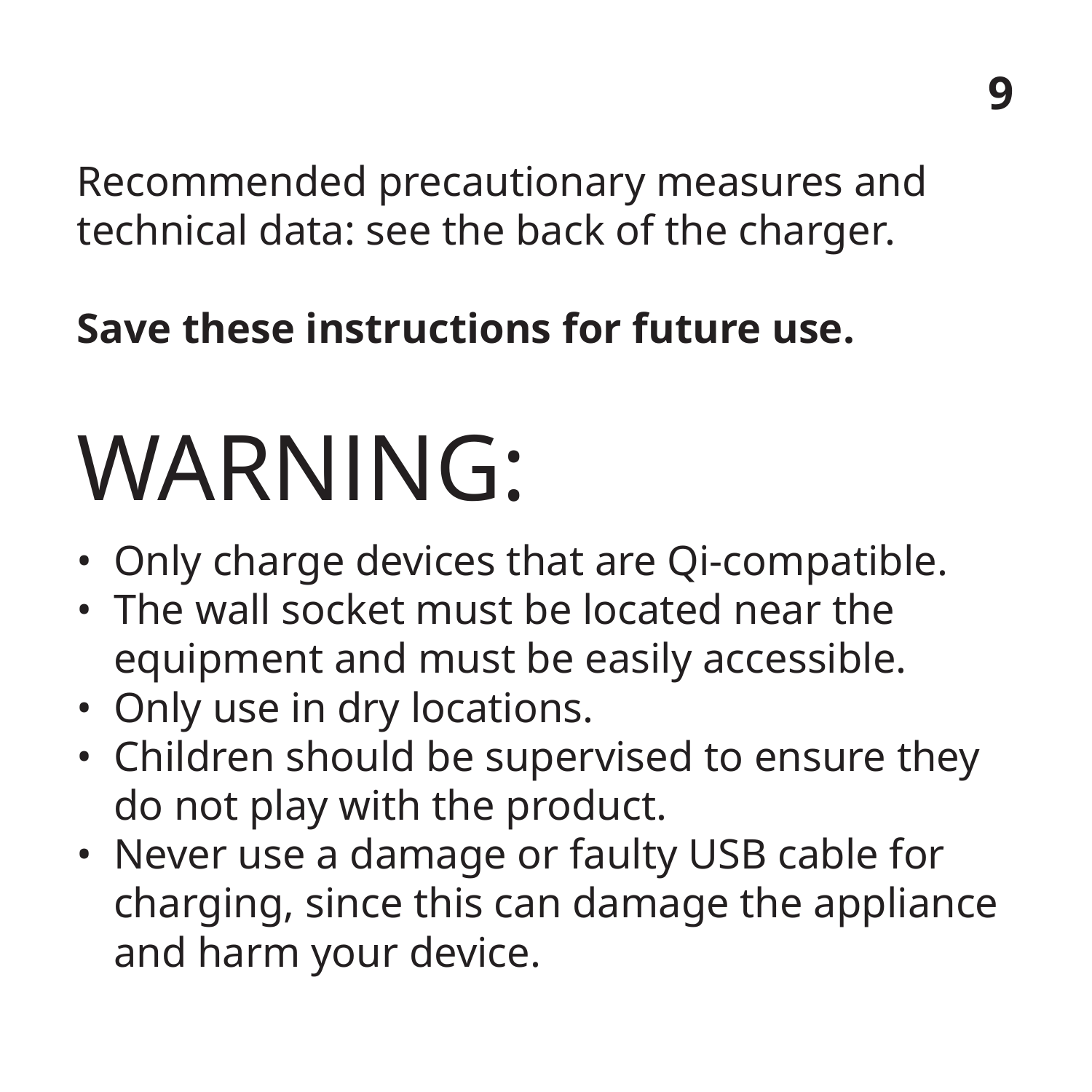Recommended precautionary measures and technical data: see the back of the charger.

**Save these instructions for future use.**

# WARNING:

- Only charge devices that are Qi-compatible.
- The wall socket must be located near the equipment and must be easily accessible.
- Only use in dry locations.
- Children should be supervised to ensure they do not play with the product.
- Never use a damage or faulty USB cable for charging, since this can damage the appliance and harm your device.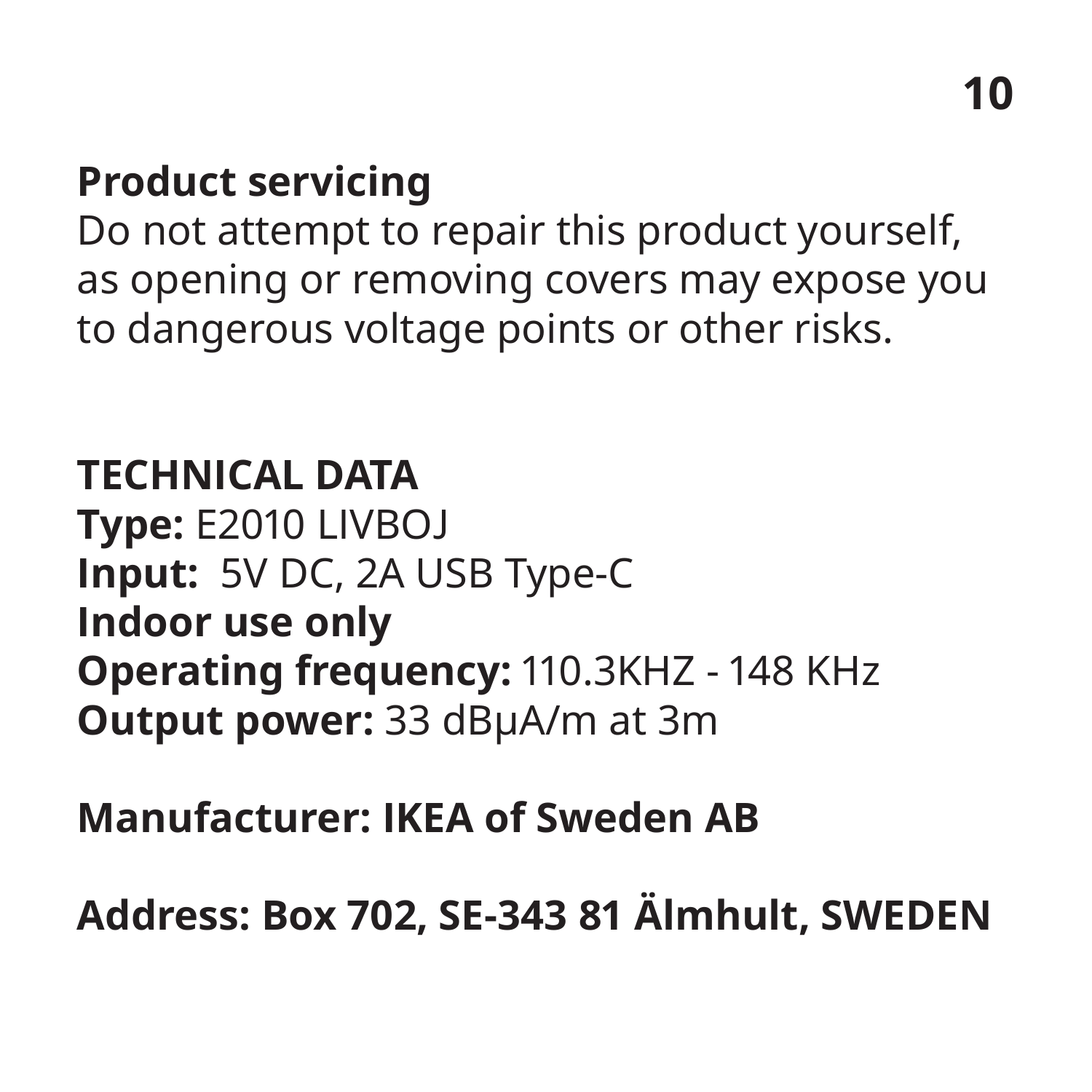**Product servicing**
Do not attempt to repair this product yourself, as opening or removing covers may expose you to dangerous voltage points or other risks.

**TECHNICAL DATA**
**Type:** E2010 LIVBOJ
**Input:** 5V DC, 2A USB Type-C
**Indoor use only**
**Operating frequency:** 110.3KHZ - 148 KHz
**Output power:** 33 dBμA/m at 3m

**Manufacturer: IKEA of Sweden AB**

**Address: Box 702, SE-343 81 Älmhult, SWEDEN**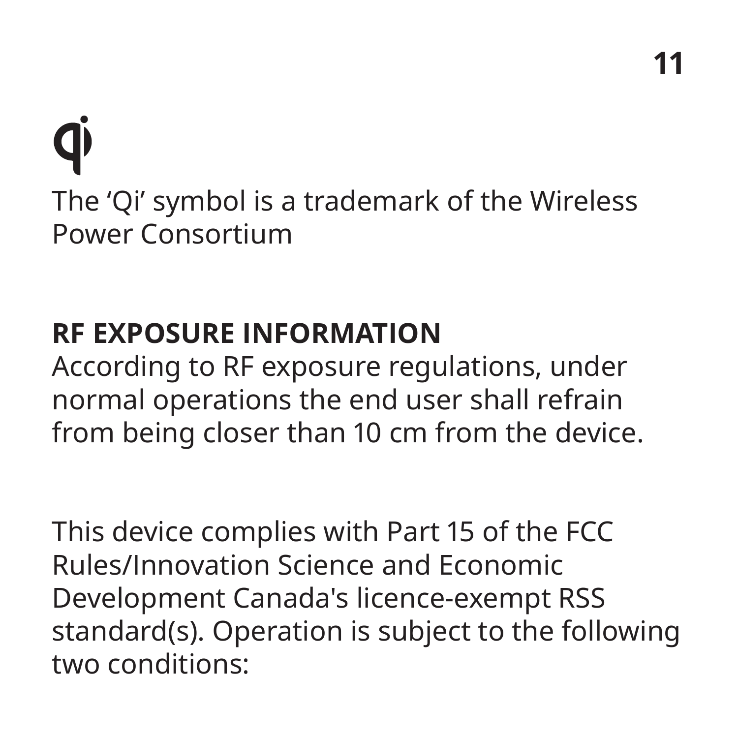The ‘Qi’ symbol is a trademark of the Wireless Power Consortium

**RF EXPOSURE INFORMATION**

According to RF exposure regulations, under normal operations the end user shall refrain from being closer than 10 cm from the device.

This device complies with Part 15 of the FCC Rules/Innovation Science and Economic Development Canada's licence-exempt RSS standard(s). Operation is subject to the following two conditions: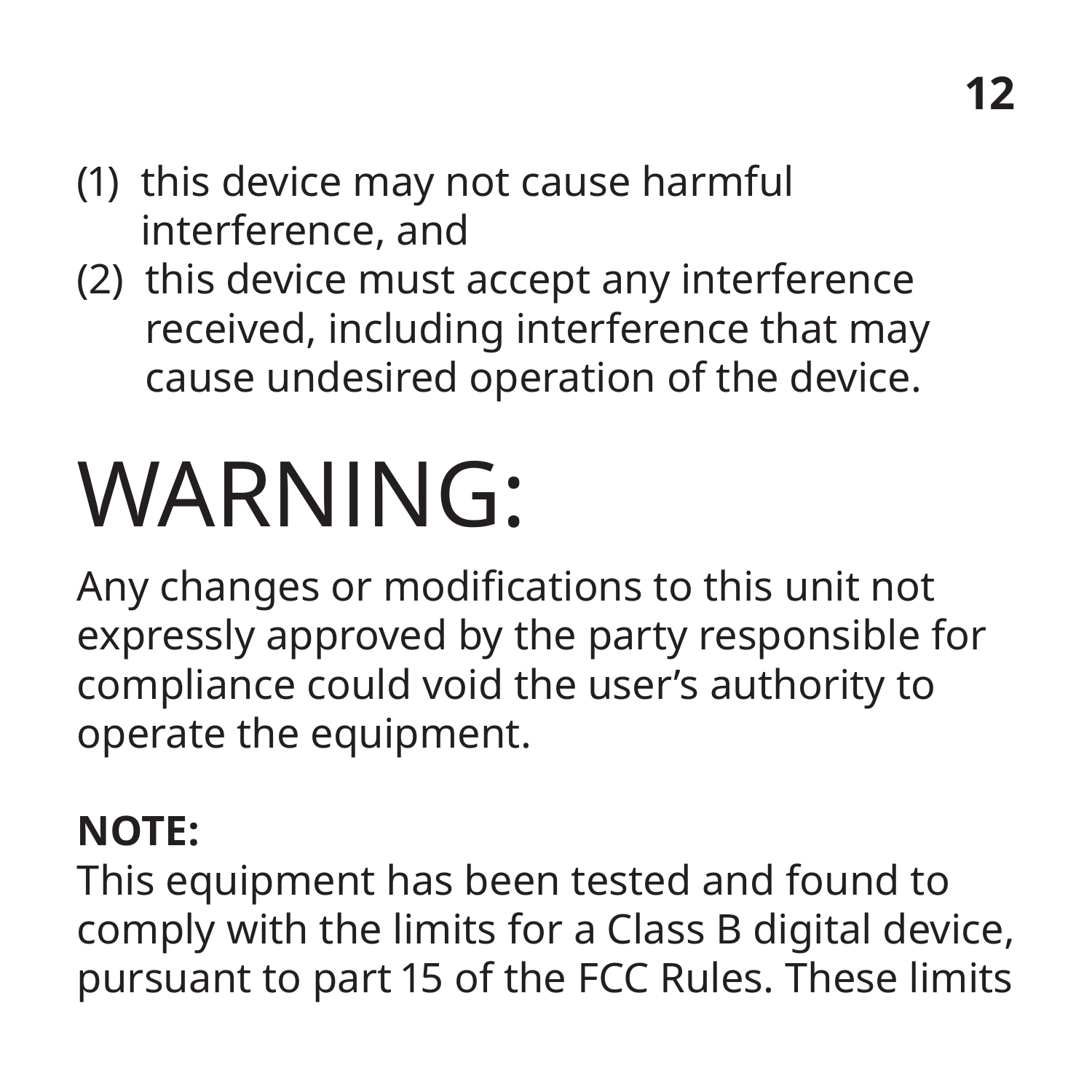(1) this device may not cause harmful interference, and
(2) this device must accept any interference received, including interference that may cause undesired operation of the device.

# WARNING:

Any changes or modifications to this unit not expressly approved by the party responsible for compliance could void the user's authority to operate the equipment.

**NOTE:**

This equipment has been tested and found to comply with the limits for a Class B digital device, pursuant to part 15 of the FCC Rules. These limits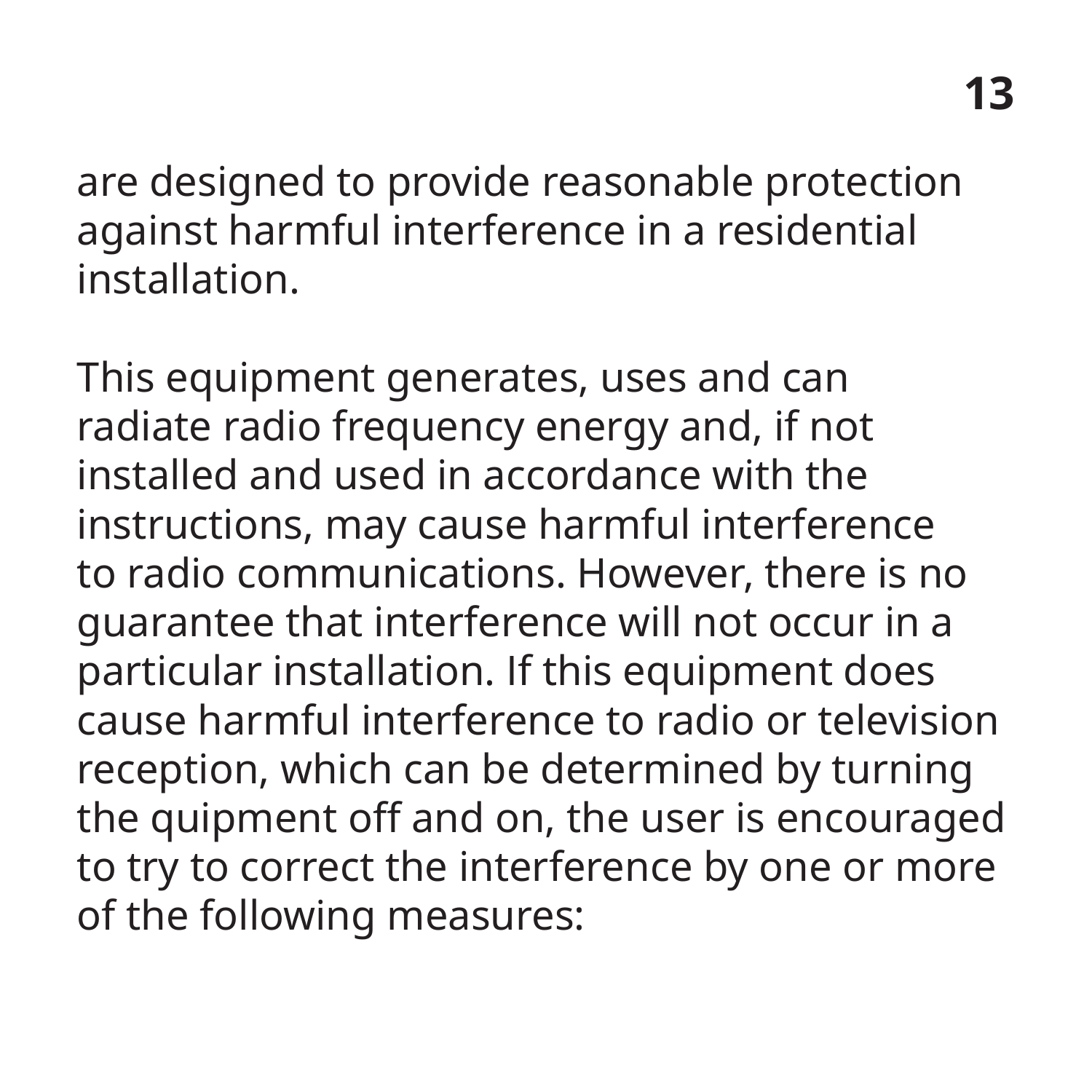are designed to provide reasonable protection against harmful interference in a residential installation.

This equipment generates, uses and can radiate radio frequency energy and, if not installed and used in accordance with the instructions, may cause harmful interference to radio communications. However, there is no guarantee that interference will not occur in a particular installation. If this equipment does cause harmful interference to radio or television reception, which can be determined by turning the quipment off and on, the user is encouraged to try to correct the interference by one or more of the following measures: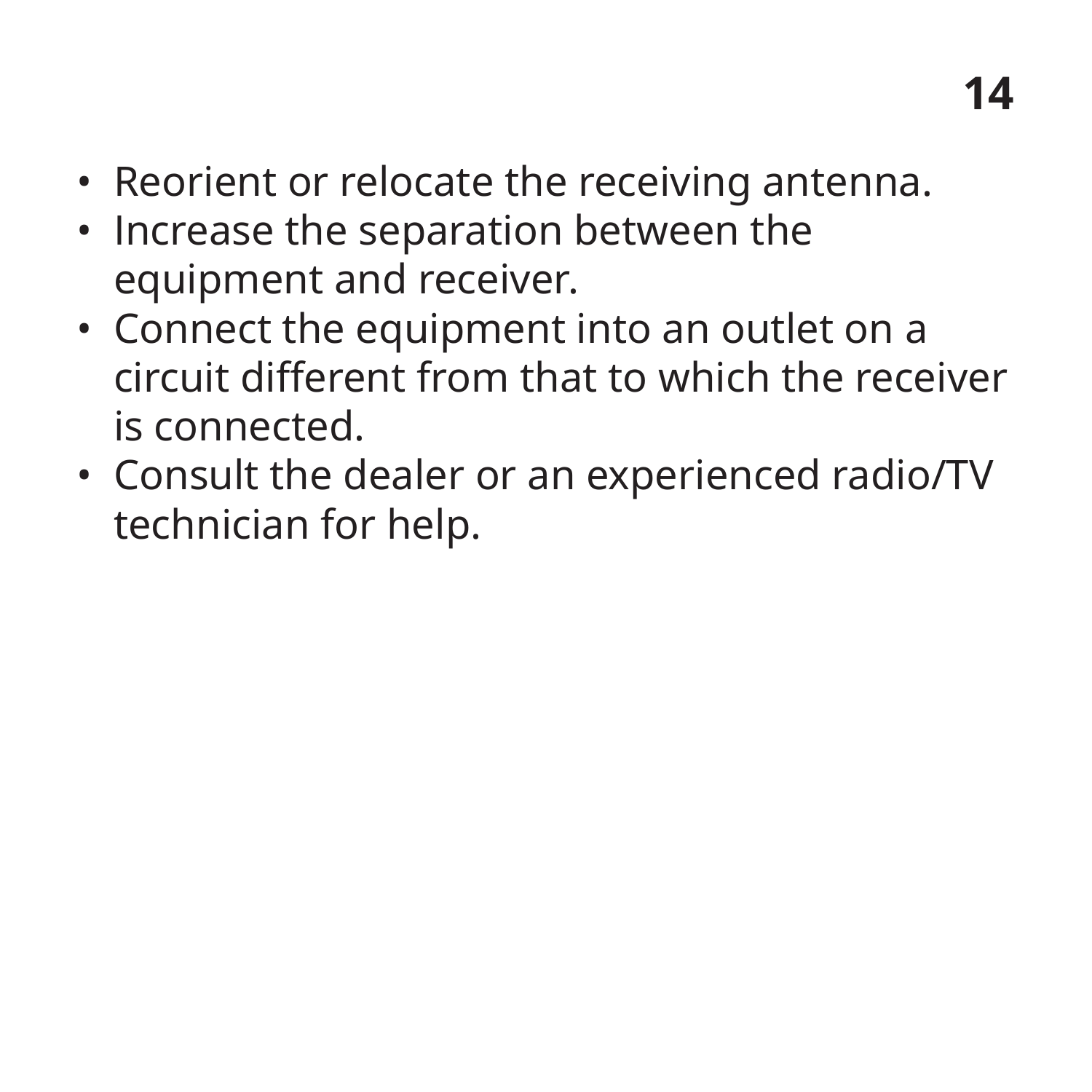- Reorient or relocate the receiving antenna.
- Increase the separation between the equipment and receiver.
- Connect the equipment into an outlet on a circuit different from that to which the receiver is connected.
- Consult the dealer or an experienced radio/TV technician for help.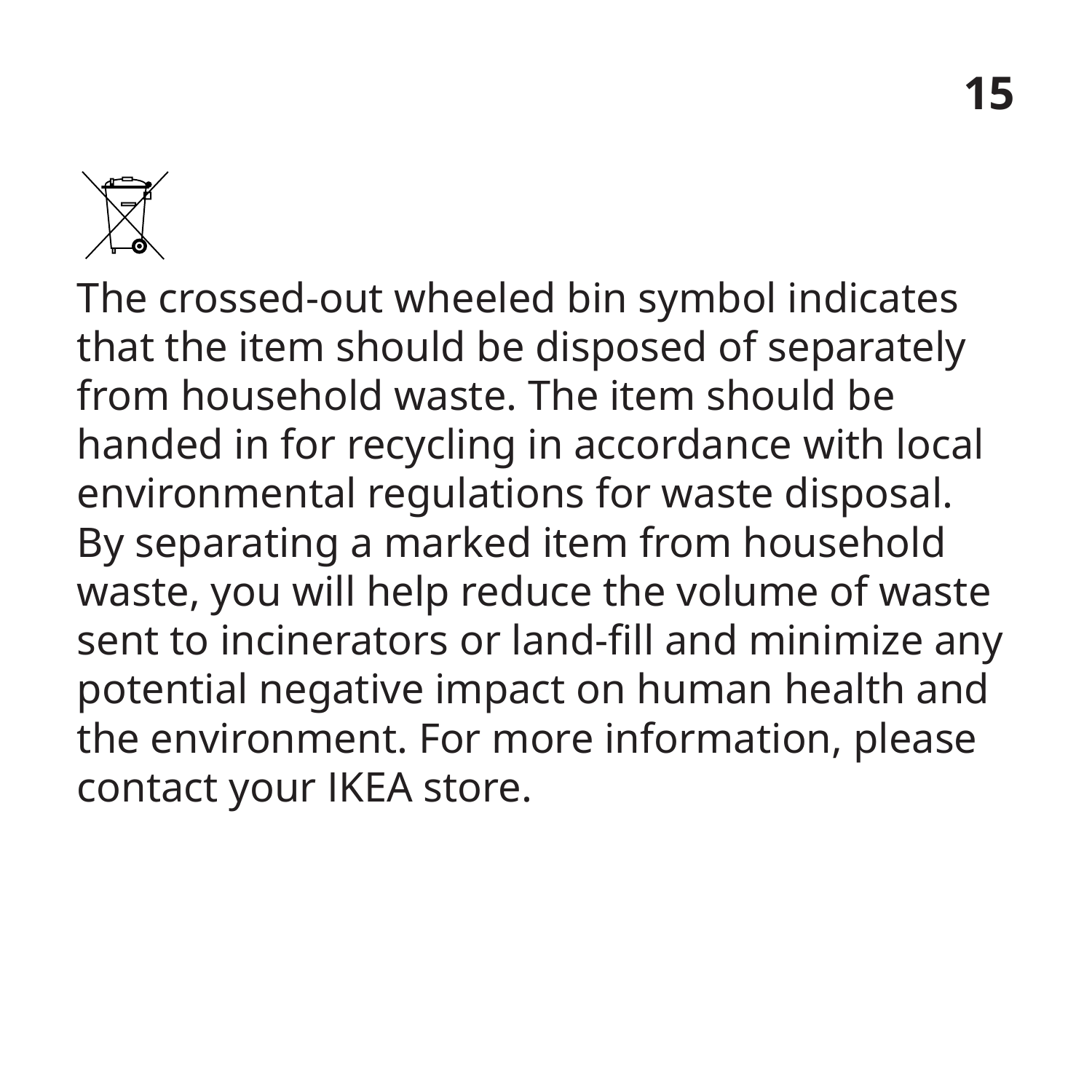The crossed-out wheeled bin symbol indicates that the item should be disposed of separately from household waste. The item should be handed in for recycling in accordance with local environmental regulations for waste disposal. By separating a marked item from household waste, you will help reduce the volume of waste sent to incinerators or land-fill and minimize any potential negative impact on human health and the environment. For more information, please contact your IKEA store.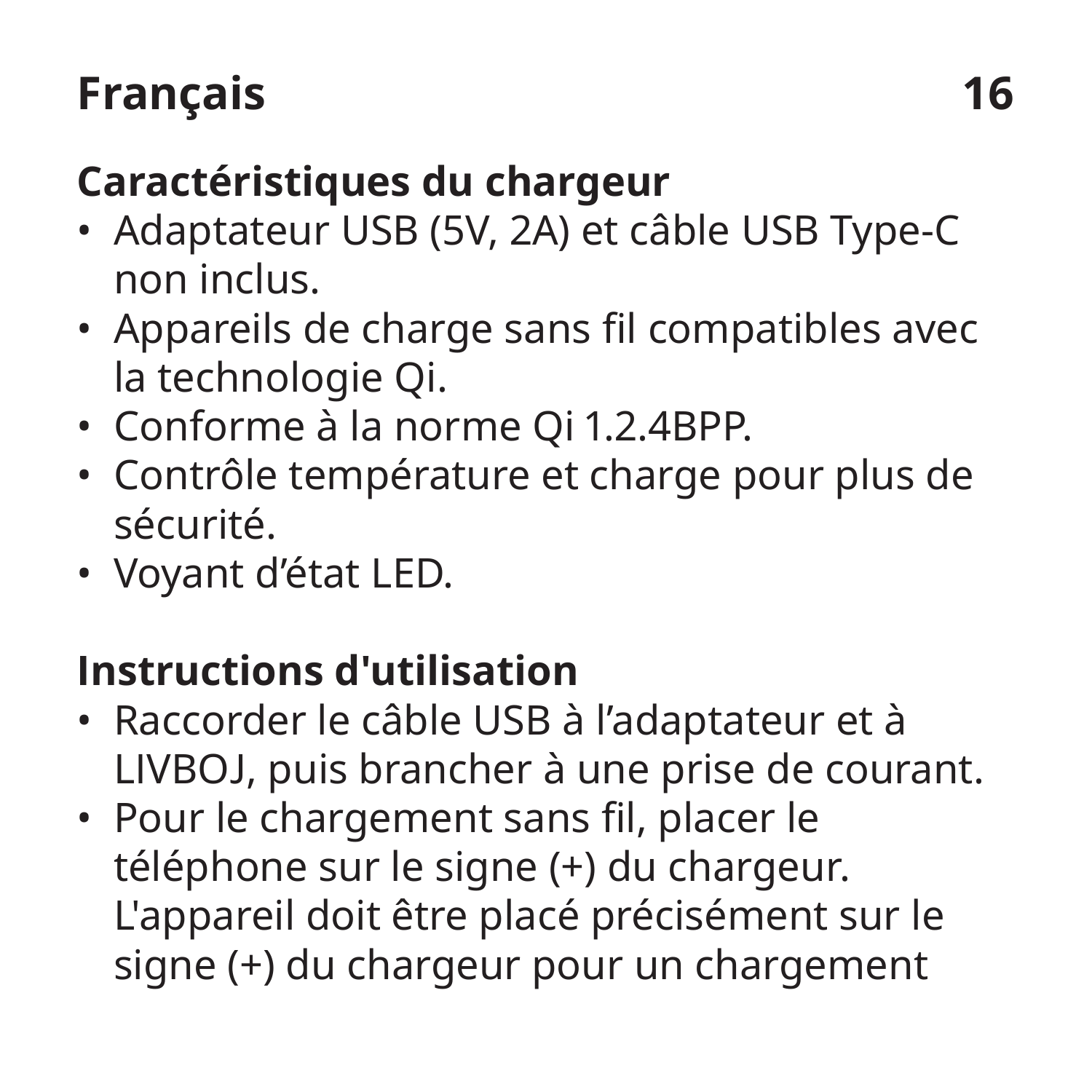# Français

## Caractéristiques du chargeur

- Adaptateur USB (5V, 2A) et câble USB Type-C non inclus.
- Appareils de charge sans fil compatibles avec la technologie Qi.
- Conforme à la norme Qi 1.2.4BPP.
- Contrôle température et charge pour plus de sécurité.
- Voyant d'état LED.

## Instructions d'utilisation

- Raccorder le câble USB à l'adaptateur et à LIVBOJ, puis brancher à une prise de courant.
- Pour le chargement sans fil, placer le téléphone sur le signe (+) du chargeur. L'appareil doit être placé précisément sur le signe (+) du chargeur pour un chargement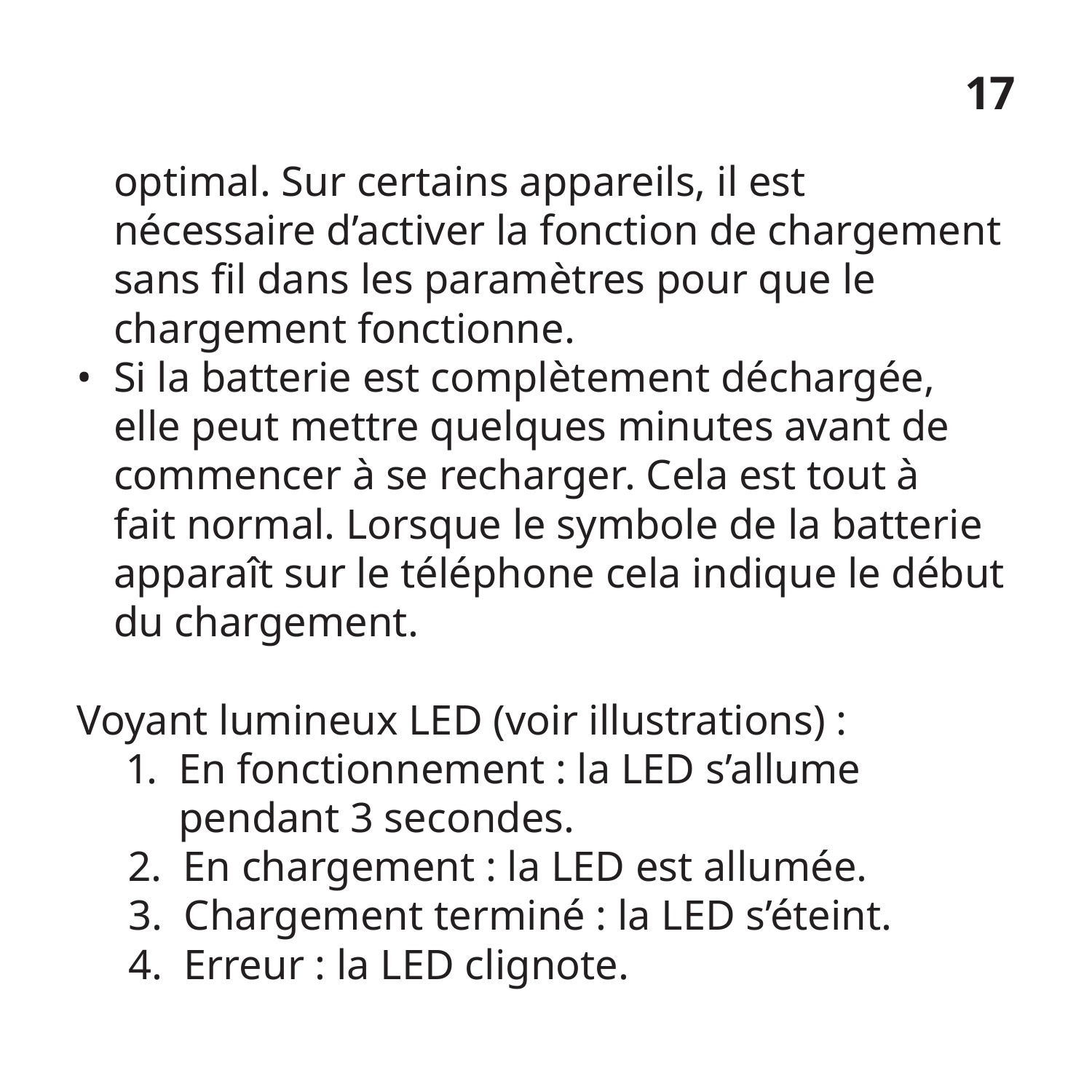optimal. Sur certains appareils, il est nécessaire d’activer la fonction de chargement sans fil dans les paramètres pour que le chargement fonctionne.

- Si la batterie est complètement déchargée, elle peut mettre quelques minutes avant de commencer à se recharger. Cela est tout à fait normal. Lorsque le symbole de la batterie apparaît sur le téléphone cela indique le début du chargement.

Voyant lumineux LED (voir illustrations) :

1. En fonctionnement : la LED s’allume pendant 3 secondes.
2. En chargement : la LED est allumée.
3. Chargement terminé : la LED s’éteint.
4. Erreur : la LED clignote.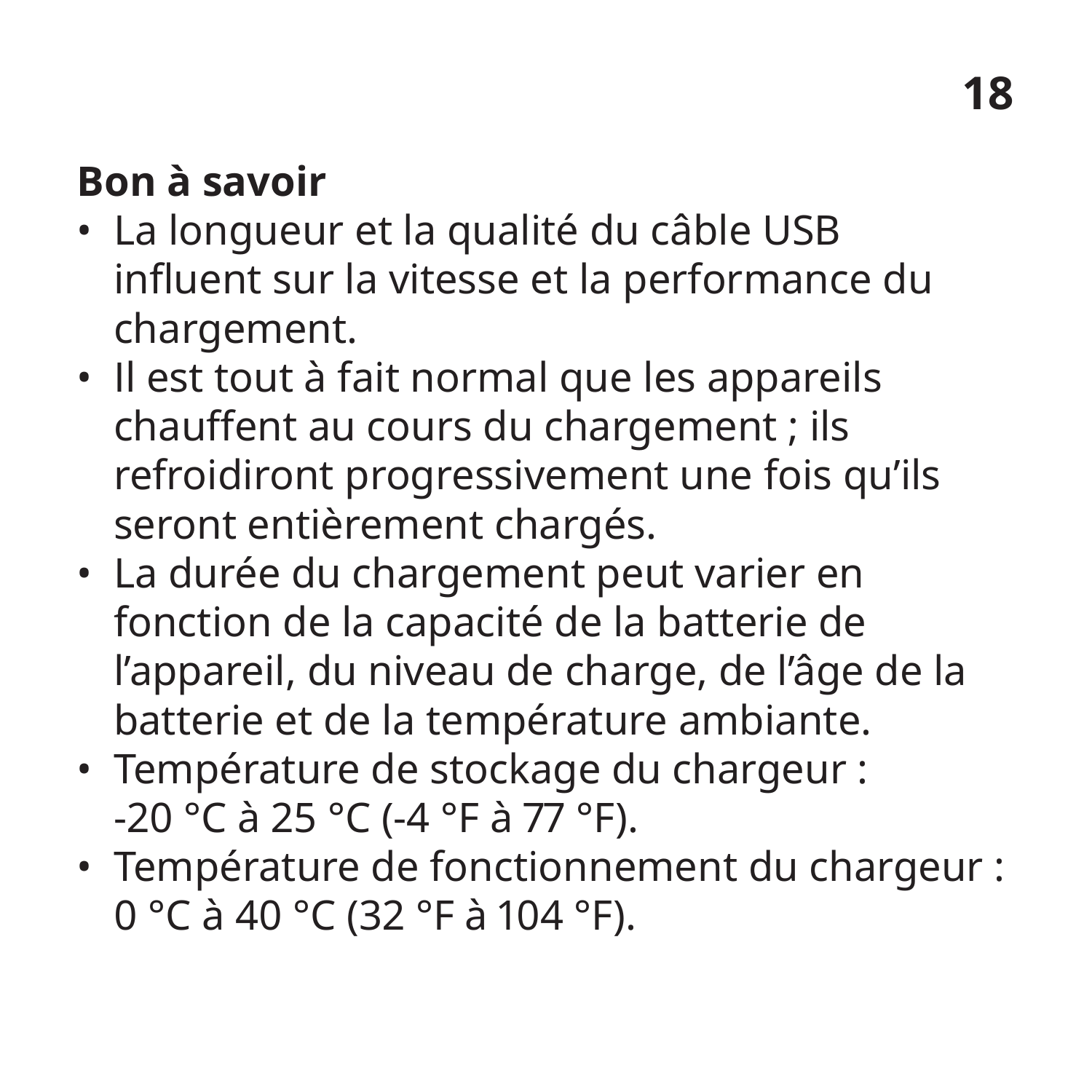**Bon à savoir**

- La longueur et la qualité du câble USB influent sur la vitesse et la performance du chargement.
- Il est tout à fait normal que les appareils chauffent au cours du chargement ; ils refroidiront progressivement une fois qu’ils seront entièrement chargés.
- La durée du chargement peut varier en fonction de la capacité de la batterie de l’appareil, du niveau de charge, de l’âge de la batterie et de la température ambiante.
- Température de stockage du chargeur : -20 °C à 25 °C (-4 °F à 77 °F).
- Température de fonctionnement du chargeur : 0 °C à 40 °C (32 °F à 104 °F).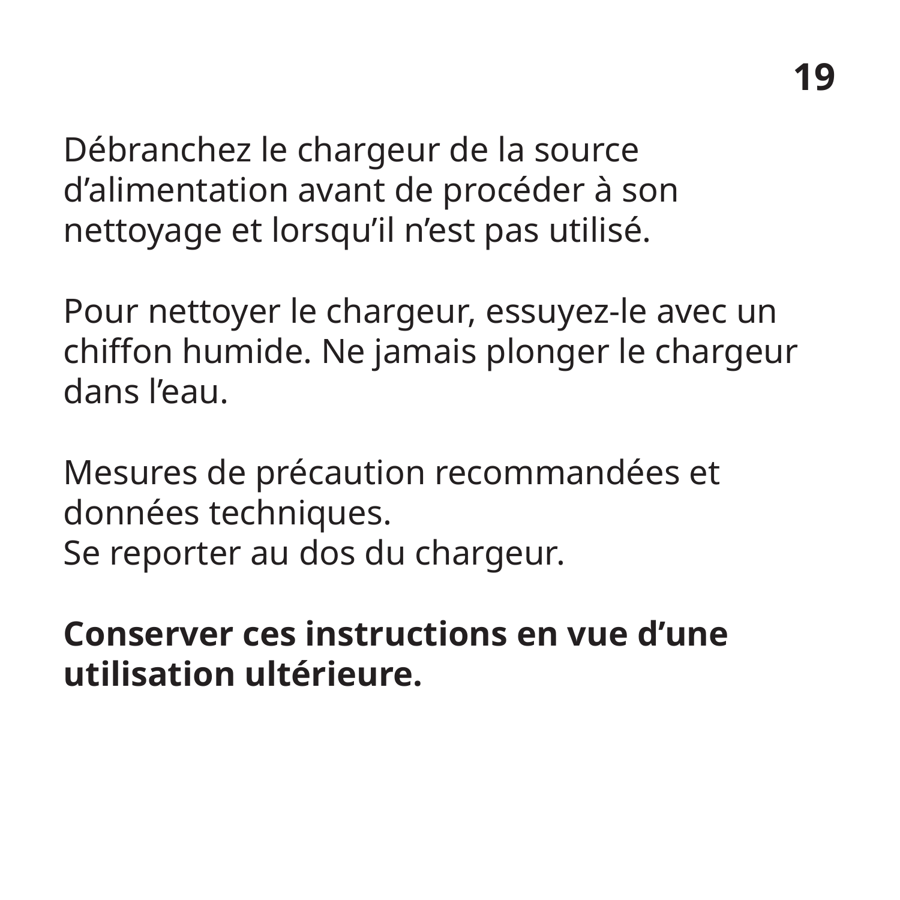Débranchez le chargeur de la source d’alimentation avant de procéder à son nettoyage et lorsqu’il n’est pas utilisé.

Pour nettoyer le chargeur, essuyez-le avec un chiffon humide. Ne jamais plonger le chargeur dans l’eau.

Mesures de précaution recommandées et données techniques.
Se reporter au dos du chargeur.

**Conserver ces instructions en vue d’une utilisation ultérieure.**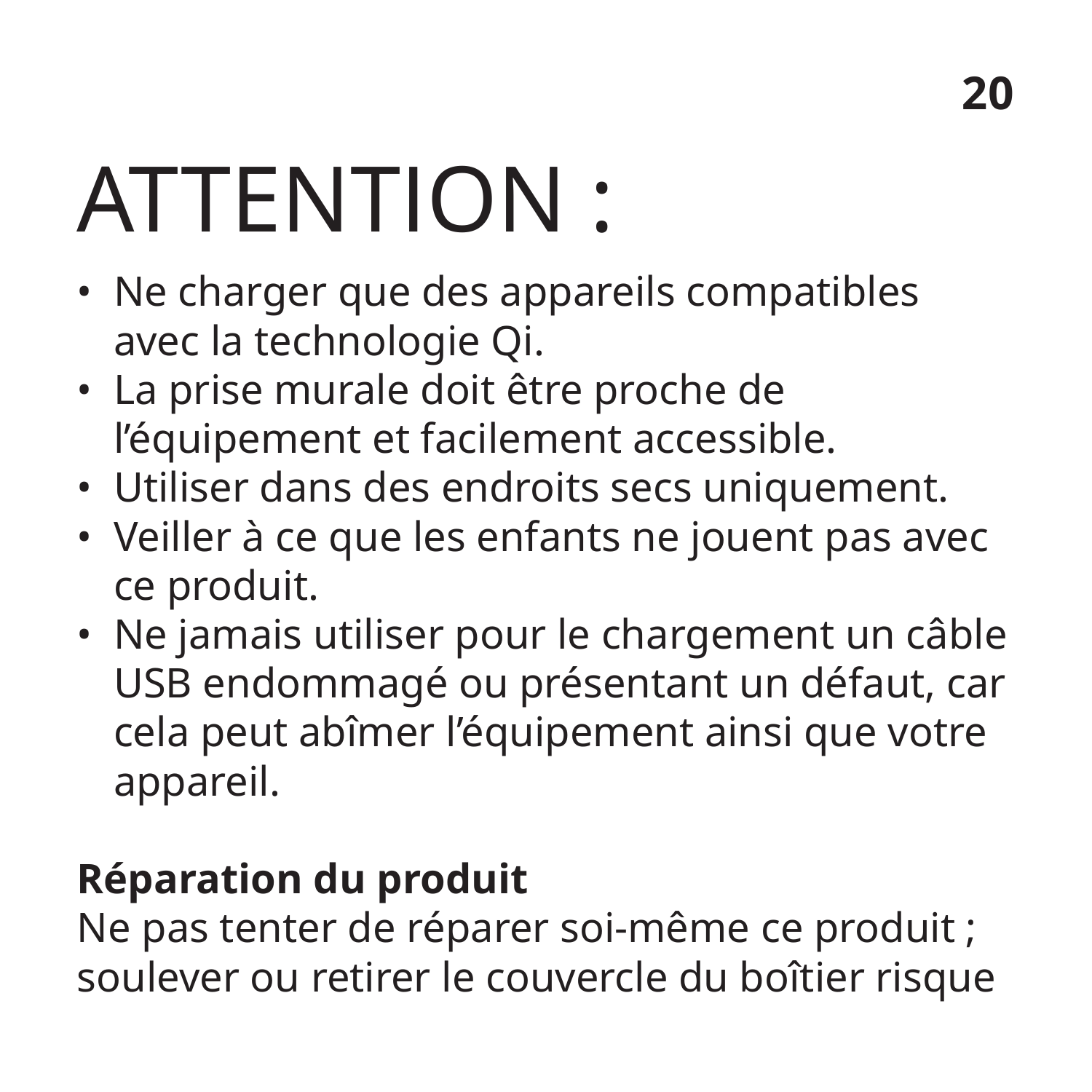# ATTENTION :

- Ne charger que des appareils compatibles avec la technologie Qi.
- La prise murale doit être proche de l’équipement et facilement accessible.
- Utiliser dans des endroits secs uniquement.
- Veiller à ce que les enfants ne jouent pas avec ce produit.
- Ne jamais utiliser pour le chargement un câble USB endommagé ou présentant un défaut, car cela peut abîmer l’équipement ainsi que votre appareil.

**Réparation du produit**
Ne pas tenter de réparer soi-même ce produit ; soulever ou retirer le couvercle du boîtier risque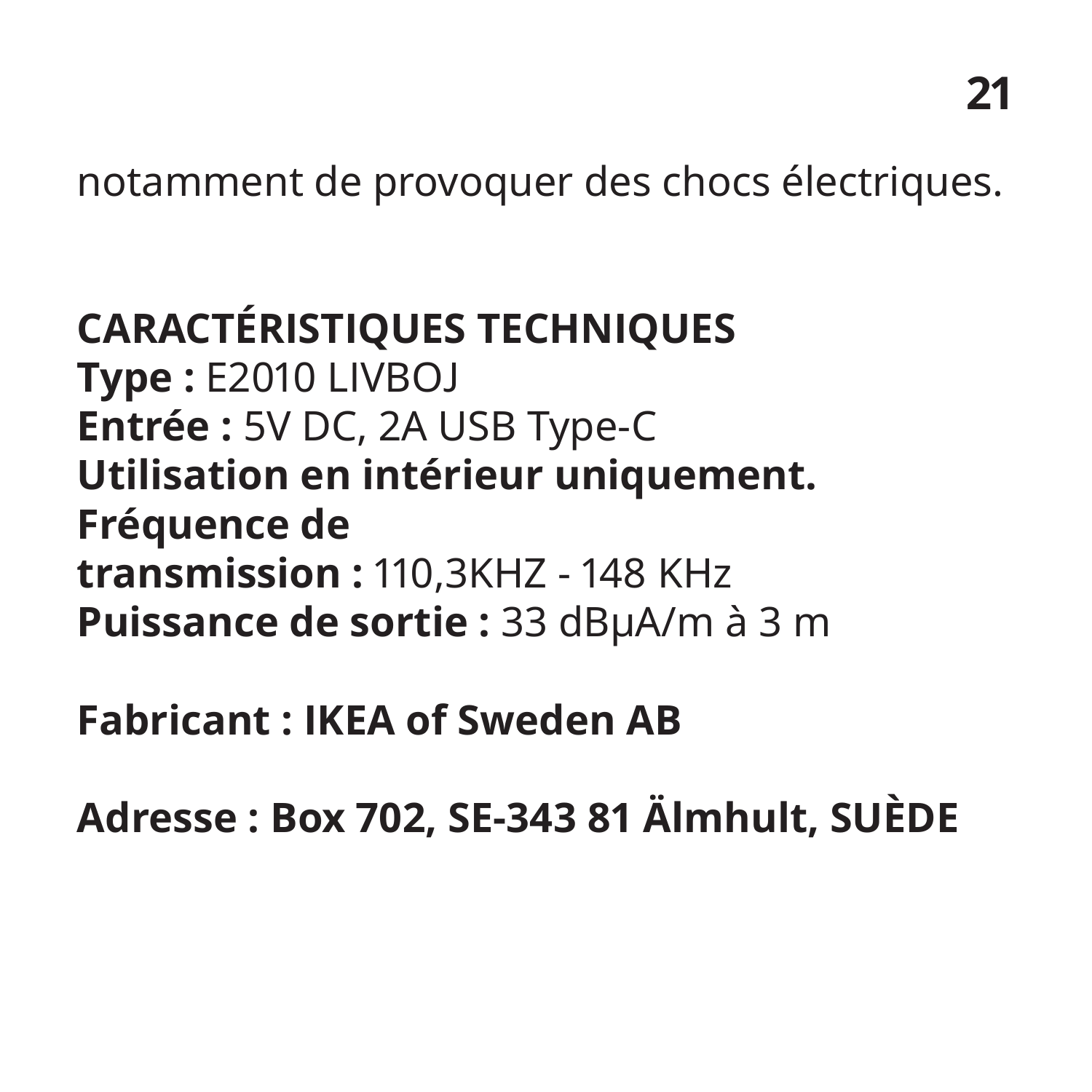notamment de provoquer des chocs électriques.

## CARACTÉRISTIQUES TECHNIQUES

**Type :** E2010 LIVBOJ
**Entrée :** 5V DC, 2A USB Type-C
**Utilisation en intérieur uniquement.**
**Fréquence de transmission :** 110,3KHZ - 148 KHz
**Puissance de sortie :** 33 dBµA/m à 3 m

**Fabricant : IKEA of Sweden AB**

**Adresse : Box 702, SE-343 81 Älmhult, SUÈDE**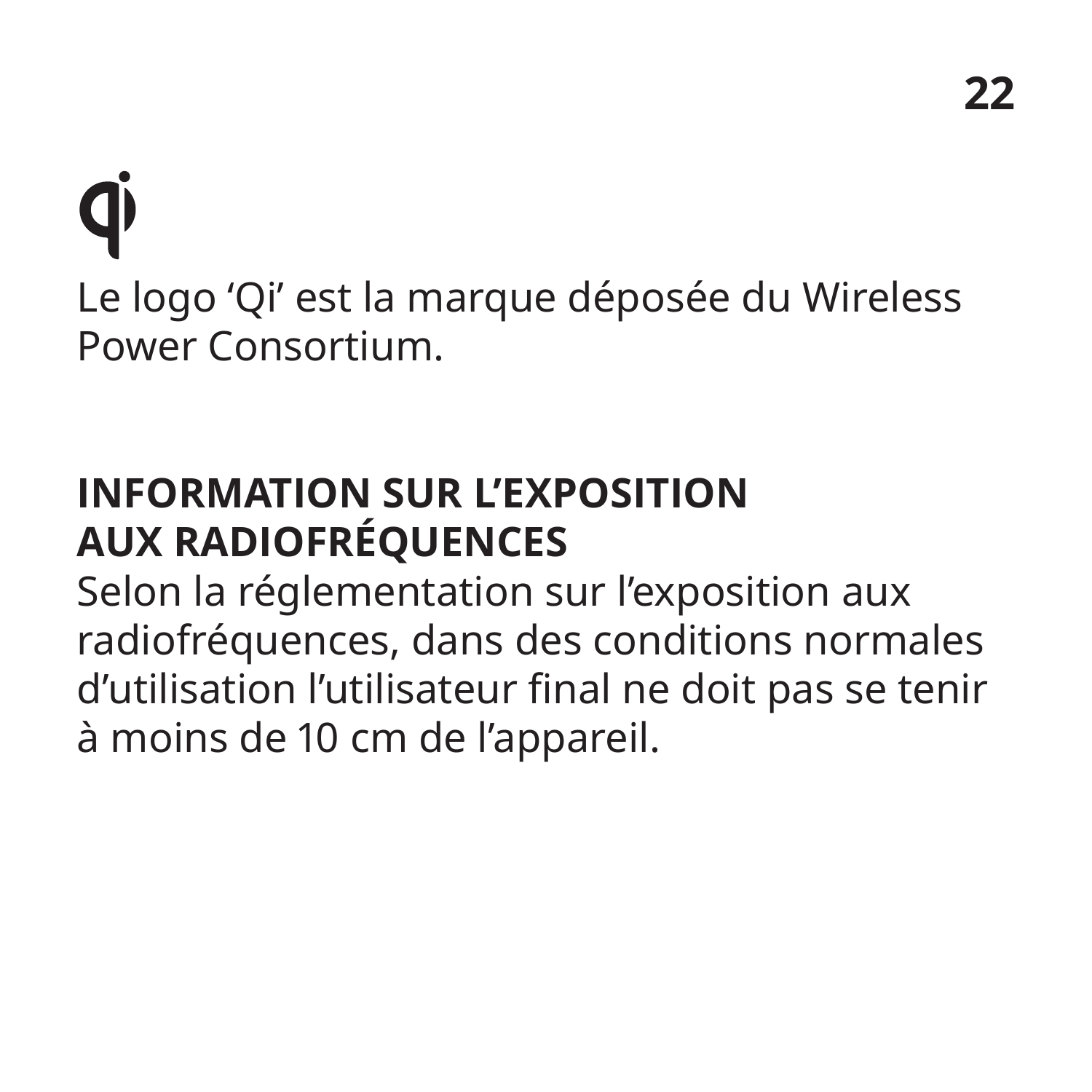Le logo ‘Qi’ est la marque déposée du Wireless Power Consortium.

## INFORMATION SUR L’EXPOSITION AUX RADIOFRÉQUENCES

Selon la réglementation sur l’exposition aux radiofréquences, dans des conditions normales d’utilisation l’utilisateur final ne doit pas se tenir à moins de 10 cm de l’appareil.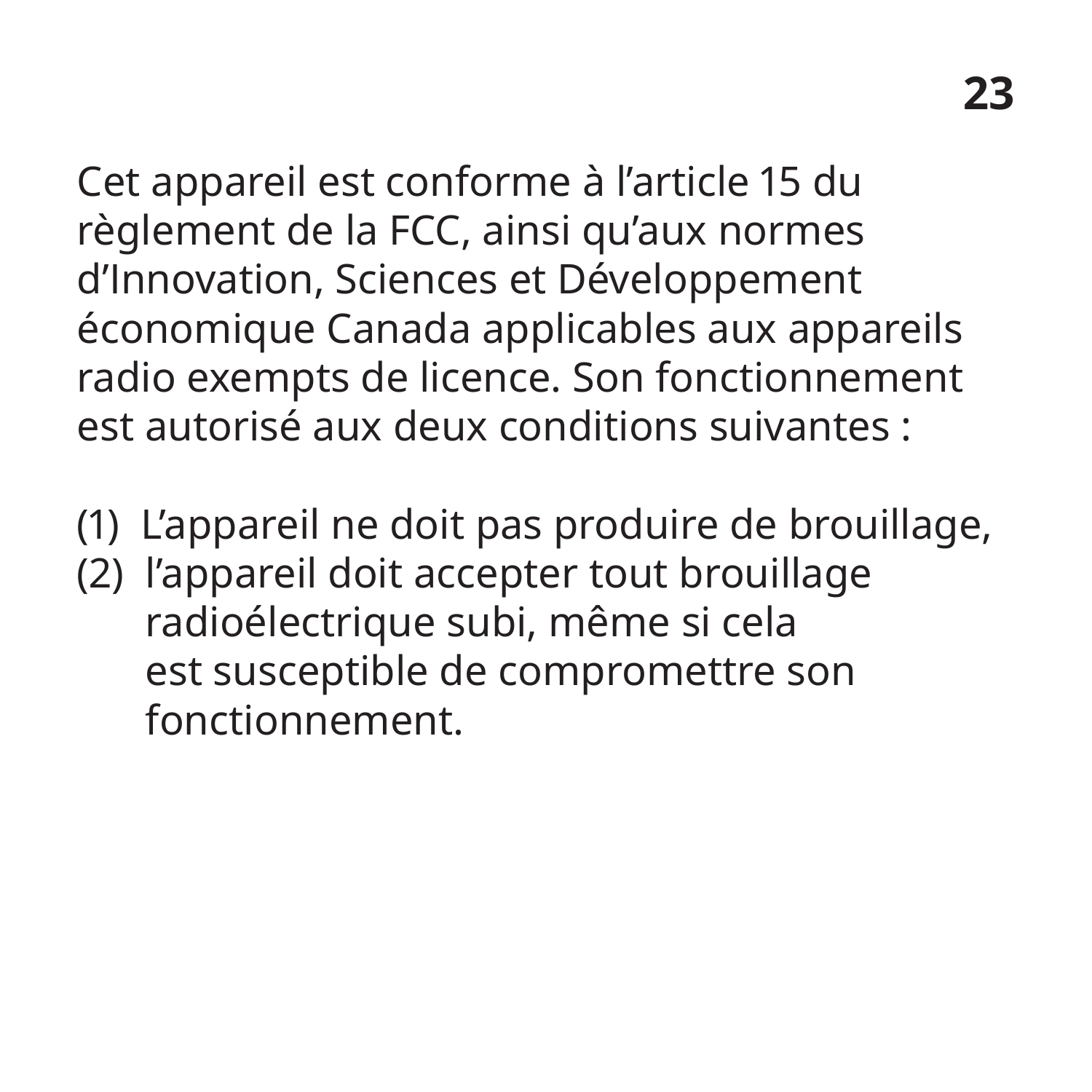Cet appareil est conforme à l’article 15 du règlement de la FCC, ainsi qu’aux normes d’Innovation, Sciences et Développement économique Canada applicables aux appareils radio exempts de licence. Son fonctionnement est autorisé aux deux conditions suivantes :

(1) L’appareil ne doit pas produire de brouillage,
(2) l’appareil doit accepter tout brouillage radioélectrique subi, même si cela est susceptible de compromettre son fonctionnement.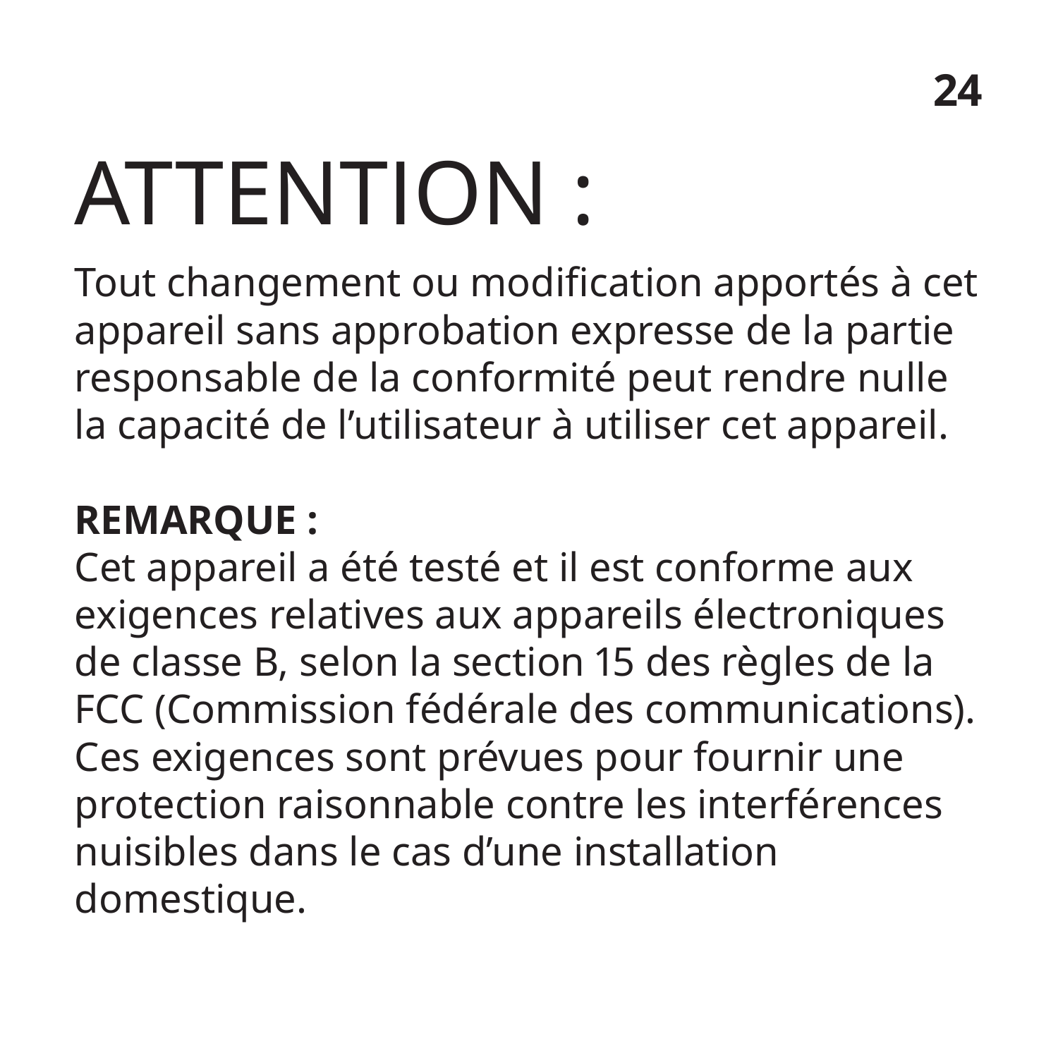# ATTENTION :

Tout changement ou modification apportés à cet appareil sans approbation expresse de la partie responsable de la conformité peut rendre nulle la capacité de l’utilisateur à utiliser cet appareil.

**REMARQUE :**

Cet appareil a été testé et il est conforme aux exigences relatives aux appareils électroniques de classe B, selon la section 15 des règles de la FCC (Commission fédérale des communications). Ces exigences sont prévues pour fournir une protection raisonnable contre les interférences nuisibles dans le cas d’une installation domestique.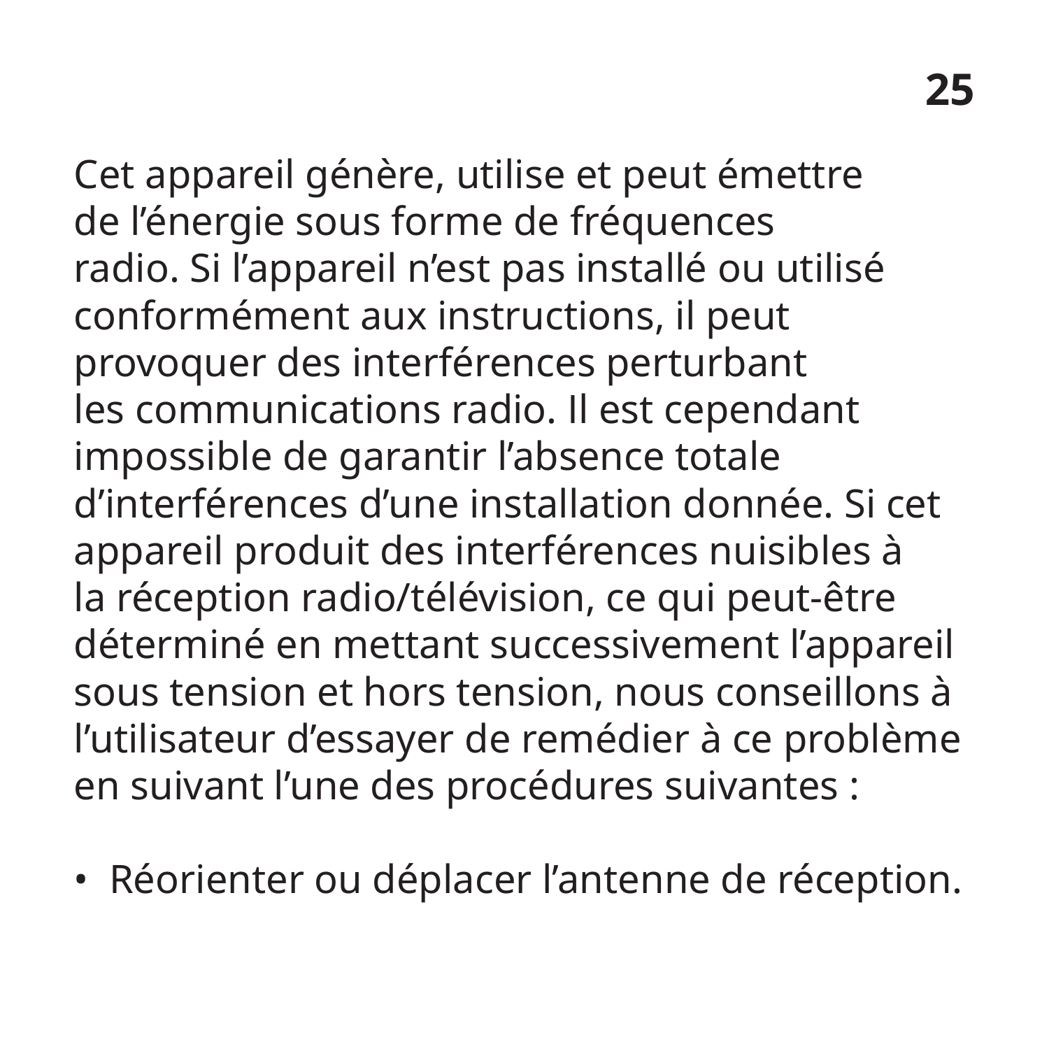Cet appareil génère, utilise et peut émettre de l’énergie sous forme de fréquences radio. Si l’appareil n’est pas installé ou utilisé conformément aux instructions, il peut provoquer des interférences perturbant les communications radio. Il est cependant impossible de garantir l’absence totale d’interférences d’une installation donnée. Si cet appareil produit des interférences nuisibles à la réception radio/télévision, ce qui peut-être déterminé en mettant successivement l’appareil sous tension et hors tension, nous conseillons à l’utilisateur d’essayer de remédier à ce problème en suivant l’une des procédures suivantes :

- Réorienter ou déplacer l’antenne de réception.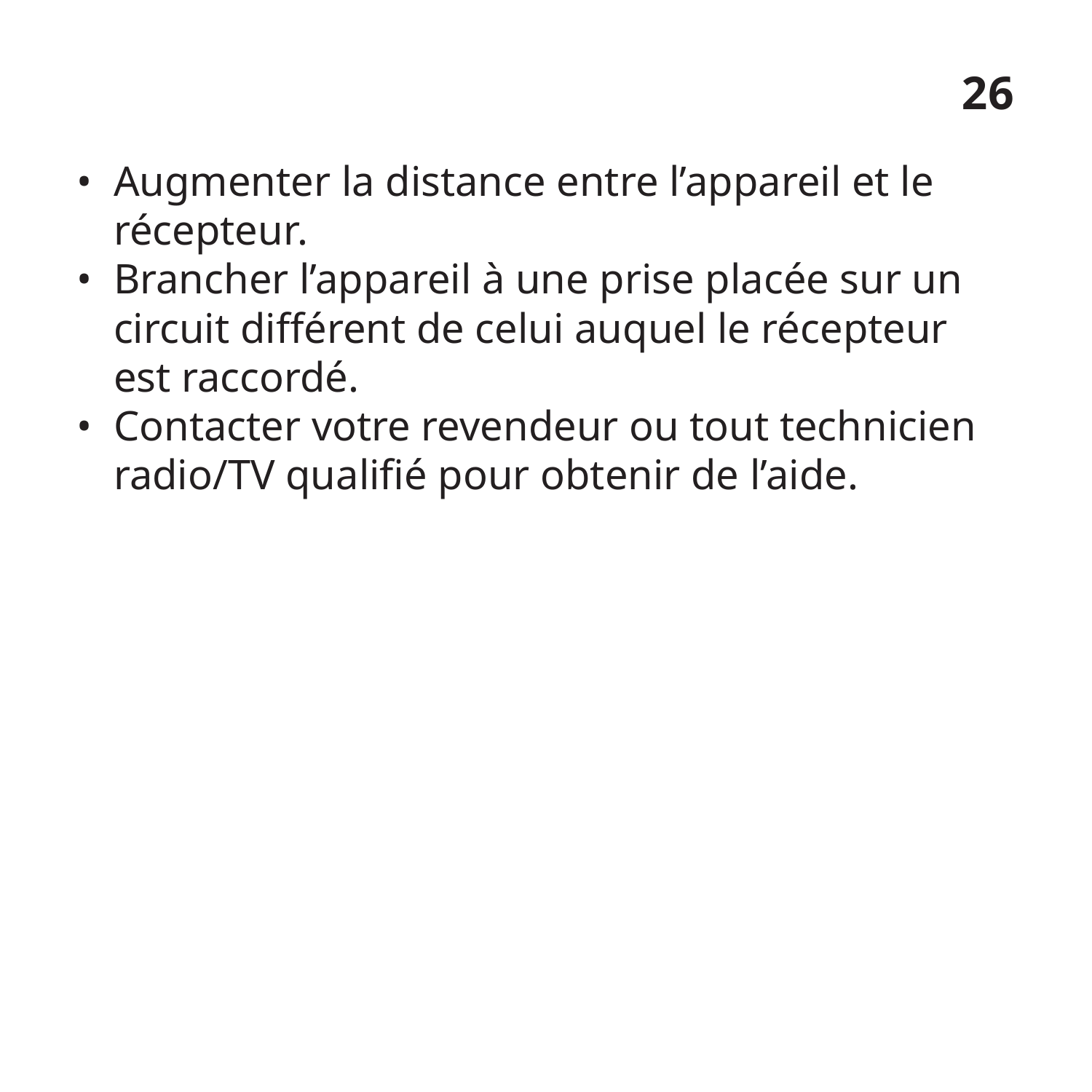- Augmenter la distance entre l’appareil et le récepteur.
- Brancher l’appareil à une prise placée sur un circuit différent de celui auquel le récepteur est raccordé.
- Contacter votre revendeur ou tout technicien radio/TV qualifié pour obtenir de l’aide.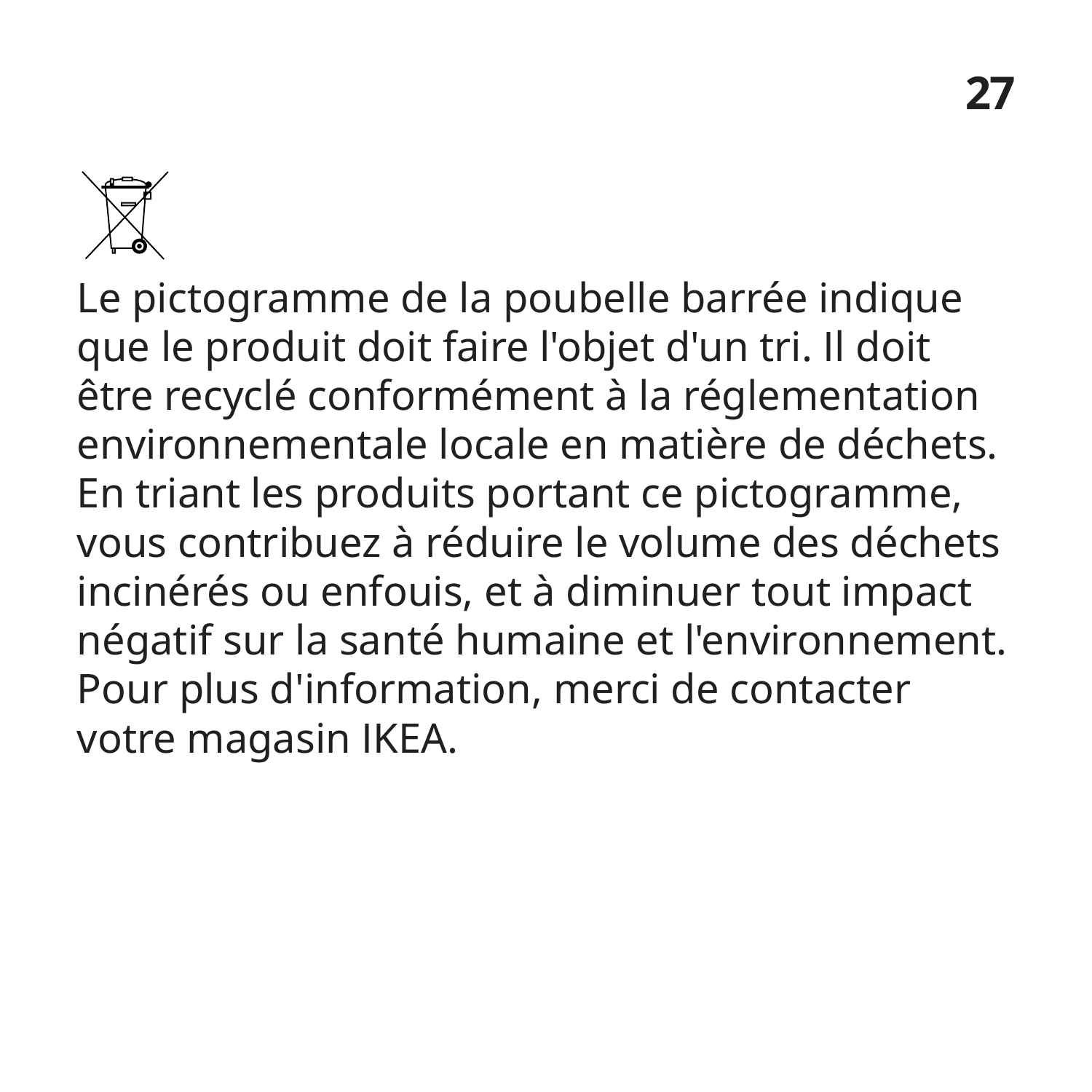Le pictogramme de la poubelle barrée indique que le produit doit faire l'objet d'un tri. Il doit être recyclé conformément à la réglementation environnementale locale en matière de déchets. En triant les produits portant ce pictogramme, vous contribuez à réduire le volume des déchets incinérés ou enfouis, et à diminuer tout impact négatif sur la santé humaine et l'environnement. Pour plus d'information, merci de contacter votre magasin IKEA.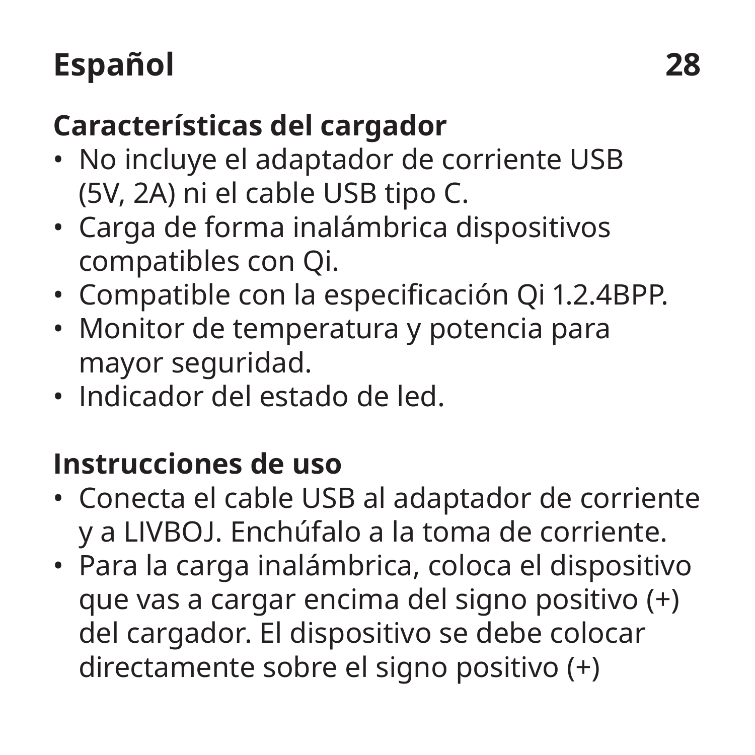## Características del cargador

- No incluye el adaptador de corriente USB (5V, 2A) ni el cable USB tipo C.
- Carga de forma inalámbrica dispositivos compatibles con Qi.
- Compatible con la especificación Qi 1.2.4BPP.
- Monitor de temperatura y potencia para mayor seguridad.
- Indicador del estado de led.

## Instrucciones de uso

- Conecta el cable USB al adaptador de corriente y a LIVBOJ. Enchúfalo a la toma de corriente.
- Para la carga inalámbrica, coloca el dispositivo que vas a cargar encima del signo positivo (+) del cargador. El dispositivo se debe colocar directamente sobre el signo positivo (+)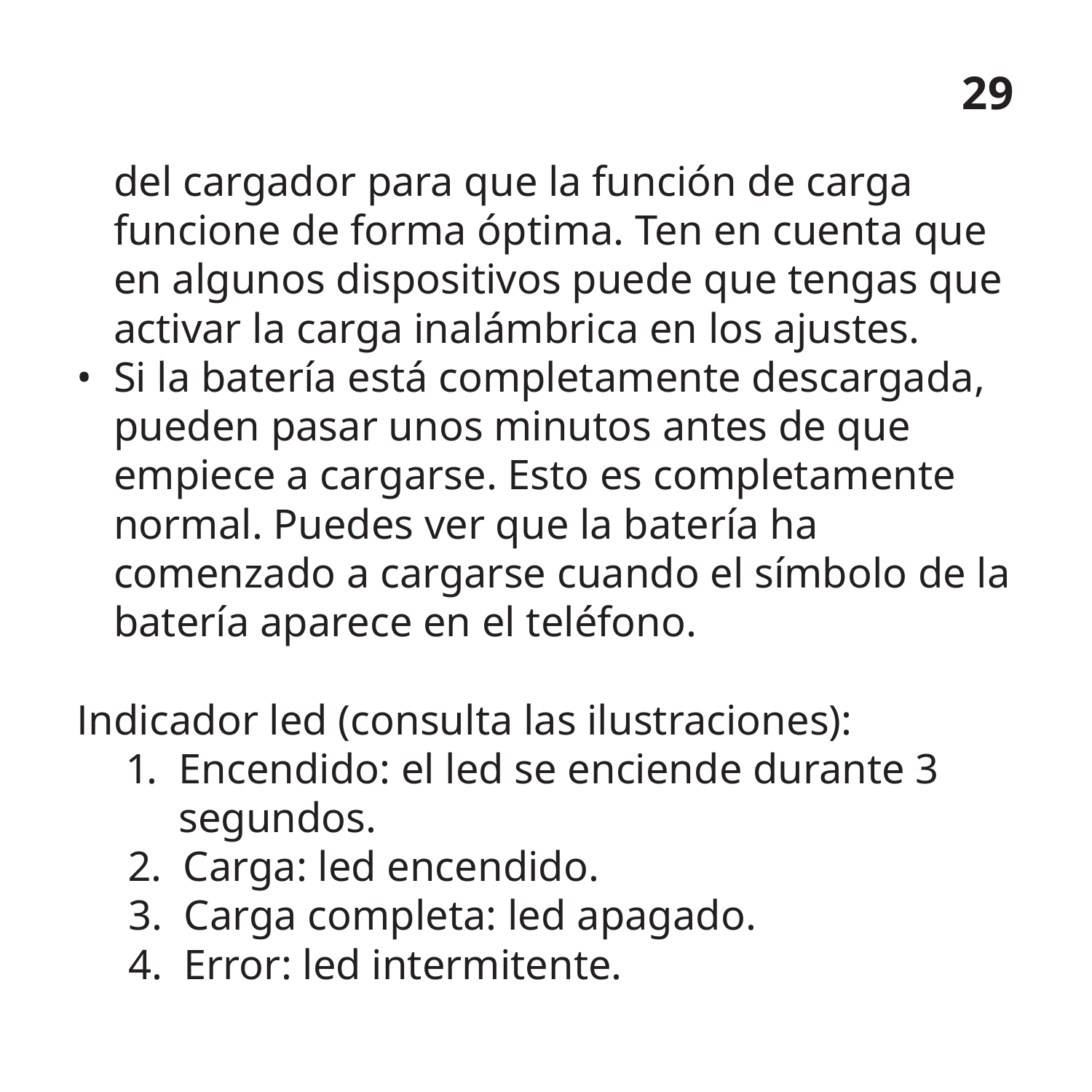del cargador para que la función de carga funcione de forma óptima. Ten en cuenta que en algunos dispositivos puede que tengas que activar la carga inalámbrica en los ajustes.

- Si la batería está completamente descargada, pueden pasar unos minutos antes de que empiece a cargarse. Esto es completamente normal. Puedes ver que la batería ha comenzado a cargarse cuando el símbolo de la batería aparece en el teléfono.

Indicador led (consulta las ilustraciones):

1. Encendido: el led se enciende durante 3 segundos.
2. Carga: led encendido.
3. Carga completa: led apagado.
4. Error: led intermitente.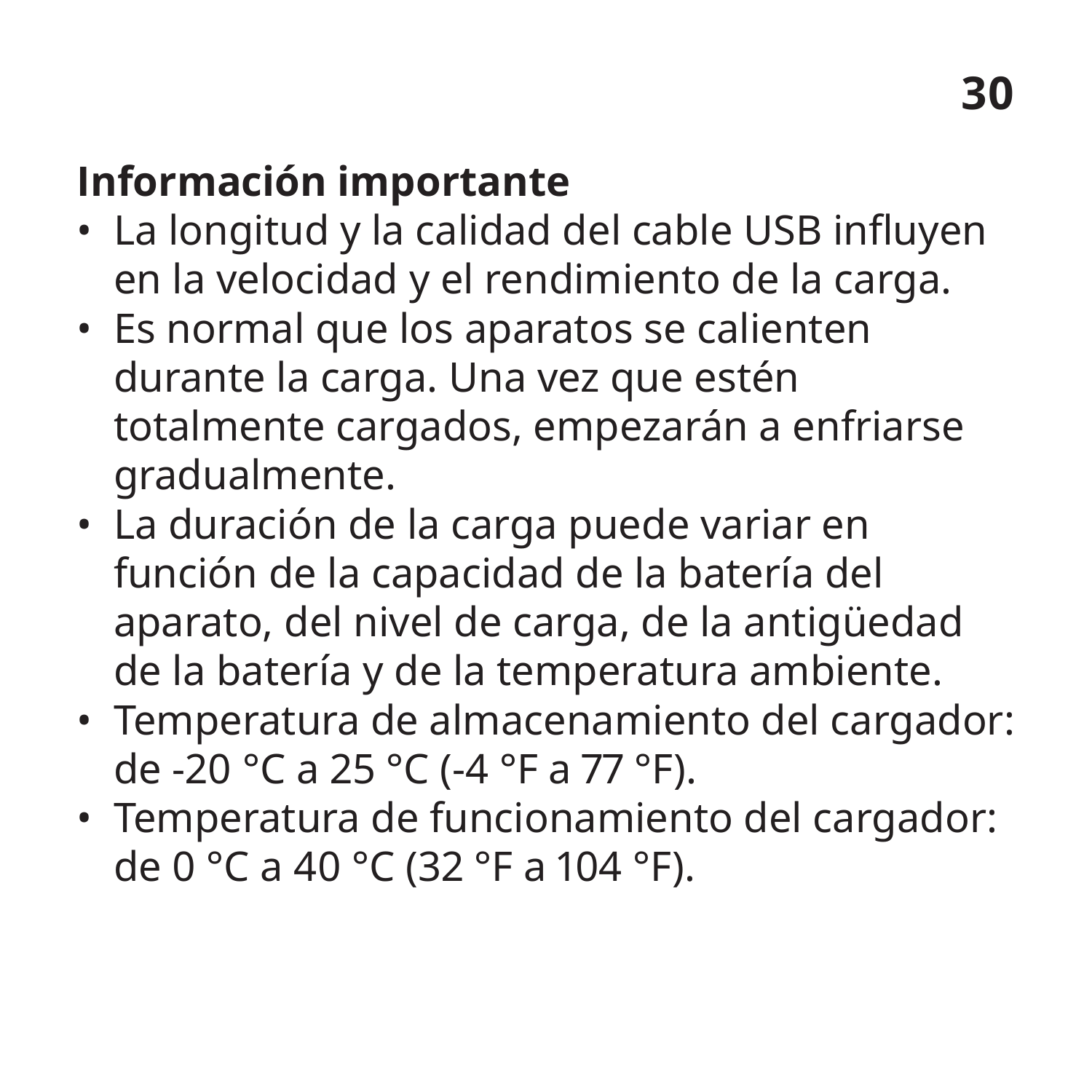## Información importante

- La longitud y la calidad del cable USB influyen en la velocidad y el rendimiento de la carga.
- Es normal que los aparatos se calienten durante la carga. Una vez que estén totalmente cargados, empezarán a enfriarse gradualmente.
- La duración de la carga puede variar en función de la capacidad de la batería del aparato, del nivel de carga, de la antigüedad de la batería y de la temperatura ambiente.
- Temperatura de almacenamiento del cargador: de -20 °C a 25 °C (-4 °F a 77 °F).
- Temperatura de funcionamiento del cargador: de 0 °C a 40 °C (32 °F a 104 °F).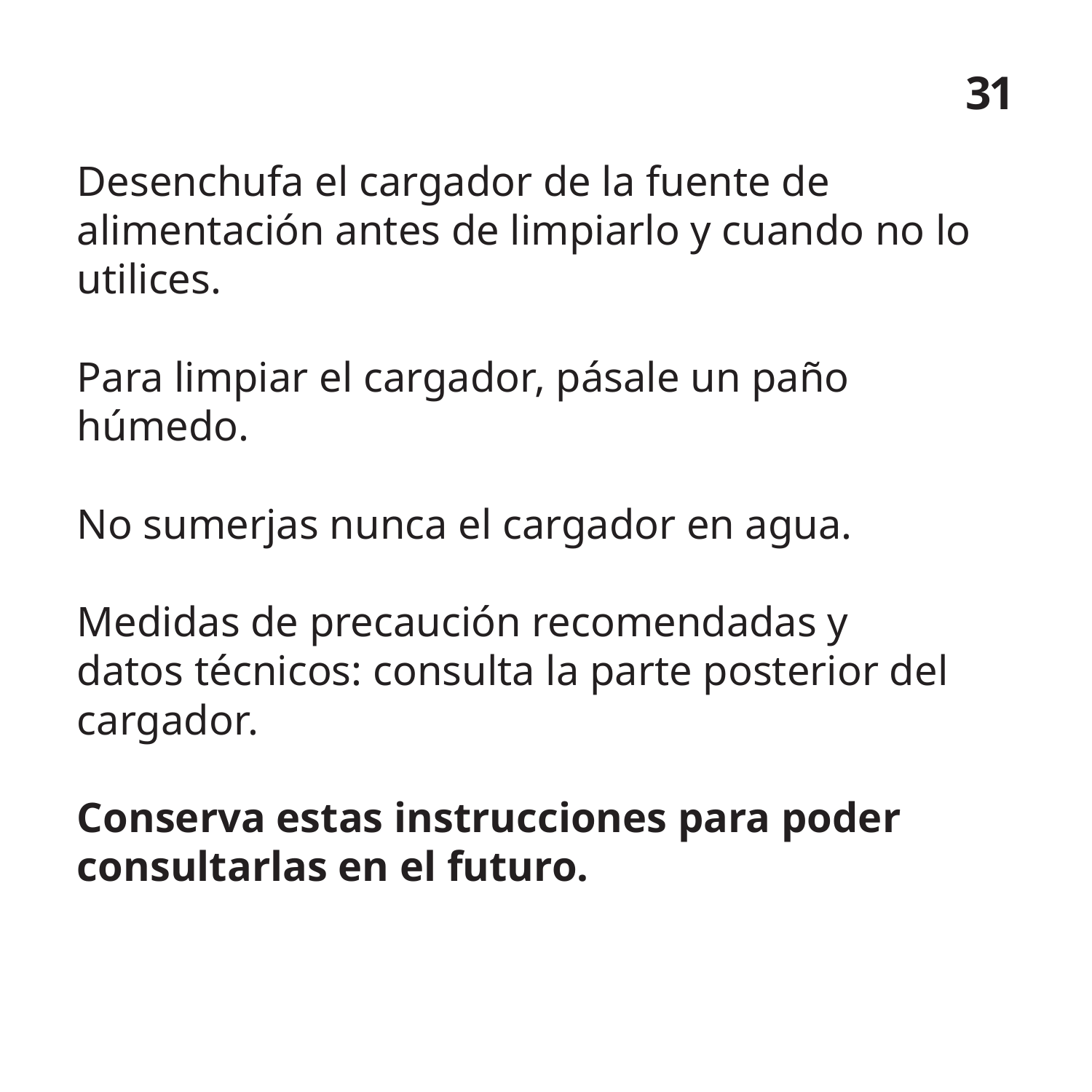Desenchufa el cargador de la fuente de alimentación antes de limpiarlo y cuando no lo utilices.

Para limpiar el cargador, pásale un paño húmedo.

No sumerjas nunca el cargador en agua.

Medidas de precaución recomendadas y datos técnicos: consulta la parte posterior del cargador.

**Conserva estas instrucciones para poder consultarlas en el futuro.**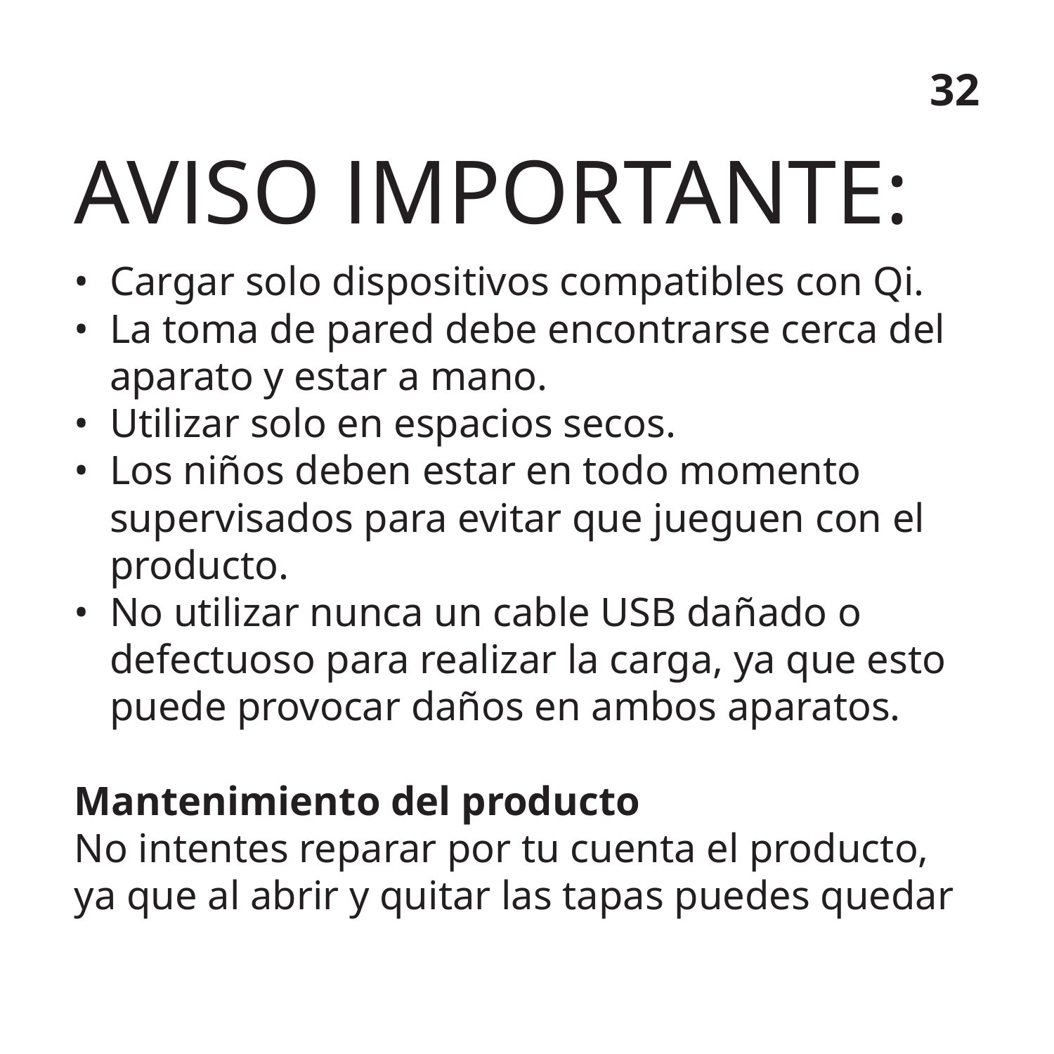# AVISO IMPORTANTE:

- Cargar solo dispositivos compatibles con Qi.
- La toma de pared debe encontrarse cerca del aparato y estar a mano.
- Utilizar solo en espacios secos.
- Los niños deben estar en todo momento supervisados para evitar que jueguen con el producto.
- No utilizar nunca un cable USB dañado o defectuoso para realizar la carga, ya que esto puede provocar daños en ambos aparatos.

**Mantenimiento del producto**
No intentes reparar por tu cuenta el producto, ya que al abrir y quitar las tapas puedes quedar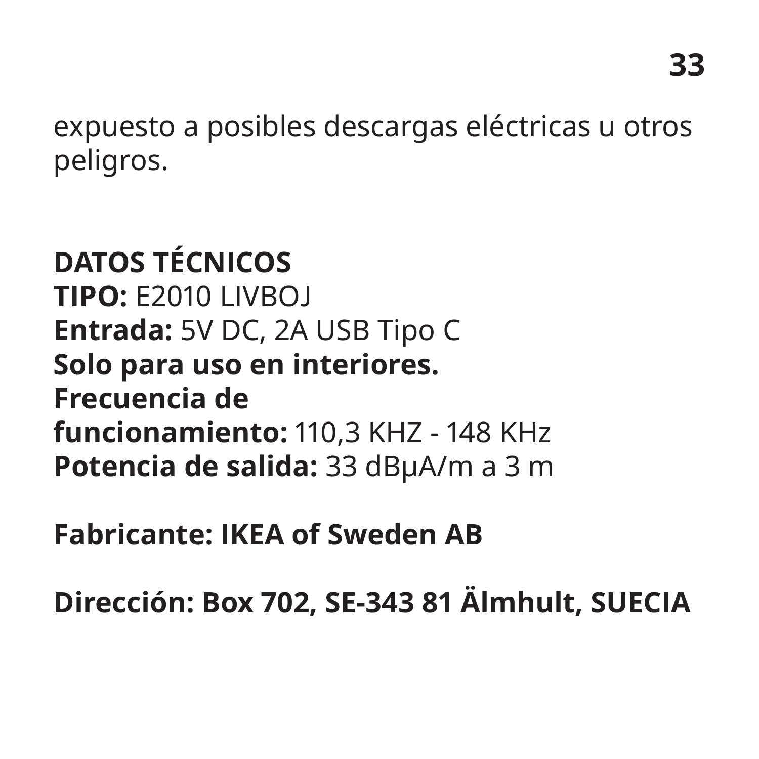expuesto a posibles descargas eléctricas u otros peligros.

**DATOS TÉCNICOS**
**TIPO:** E2010 LIVBOJ
**Entrada:** 5V DC, 2A USB Tipo C
**Solo para uso en interiores.**
**Frecuencia de funcionamiento:** 110,3 KHZ - 148 KHz
**Potencia de salida:** 33 dBμA/m a 3 m

**Fabricante: IKEA of Sweden AB**

**Dirección: Box 702, SE-343 81 Älmhult, SUECIA**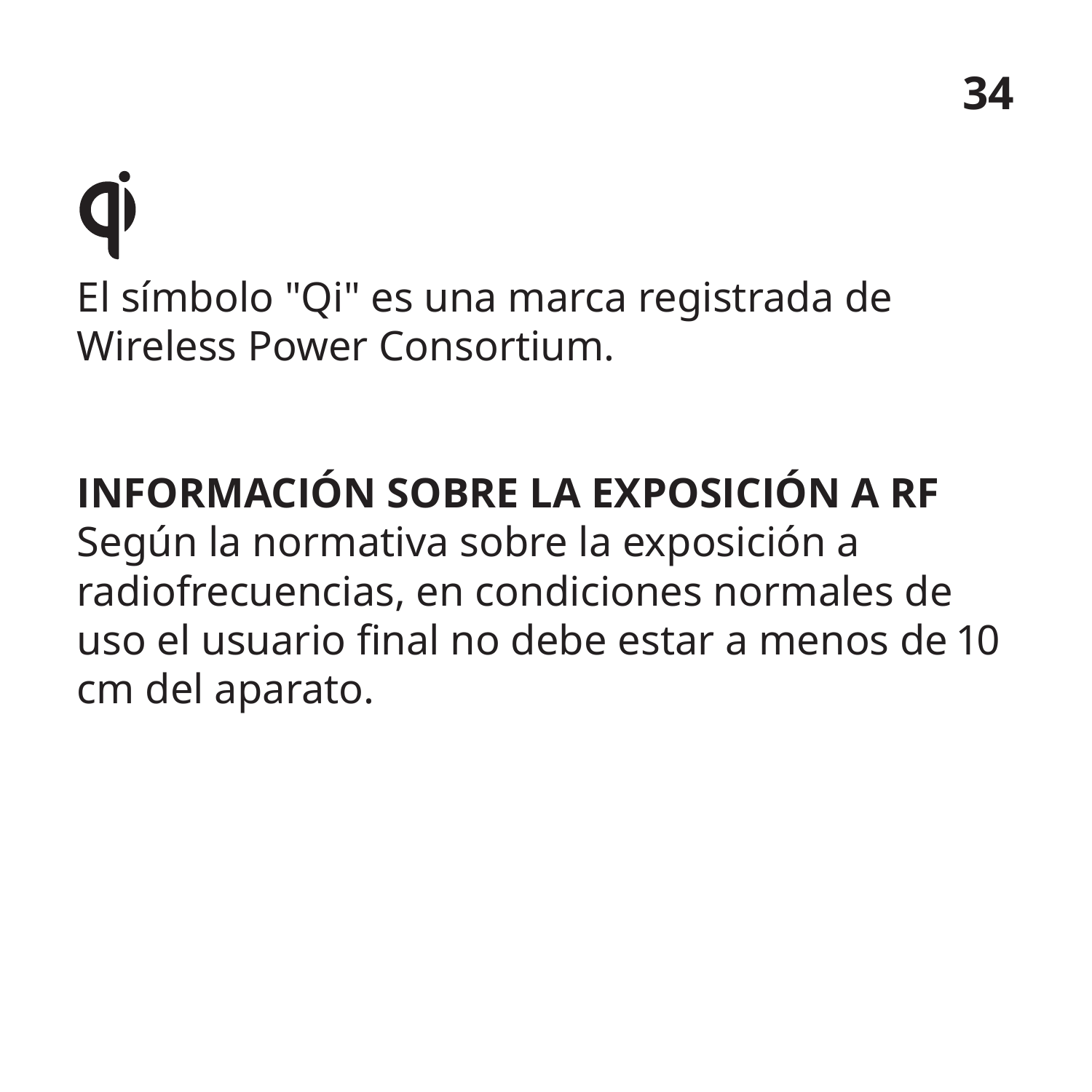El símbolo "Qi" es una marca registrada de Wireless Power Consortium.

**INFORMACIÓN SOBRE LA EXPOSICIÓN A RF**

Según la normativa sobre la exposición a radiofrecuencias, en condiciones normales de uso el usuario final no debe estar a menos de 10 cm del aparato.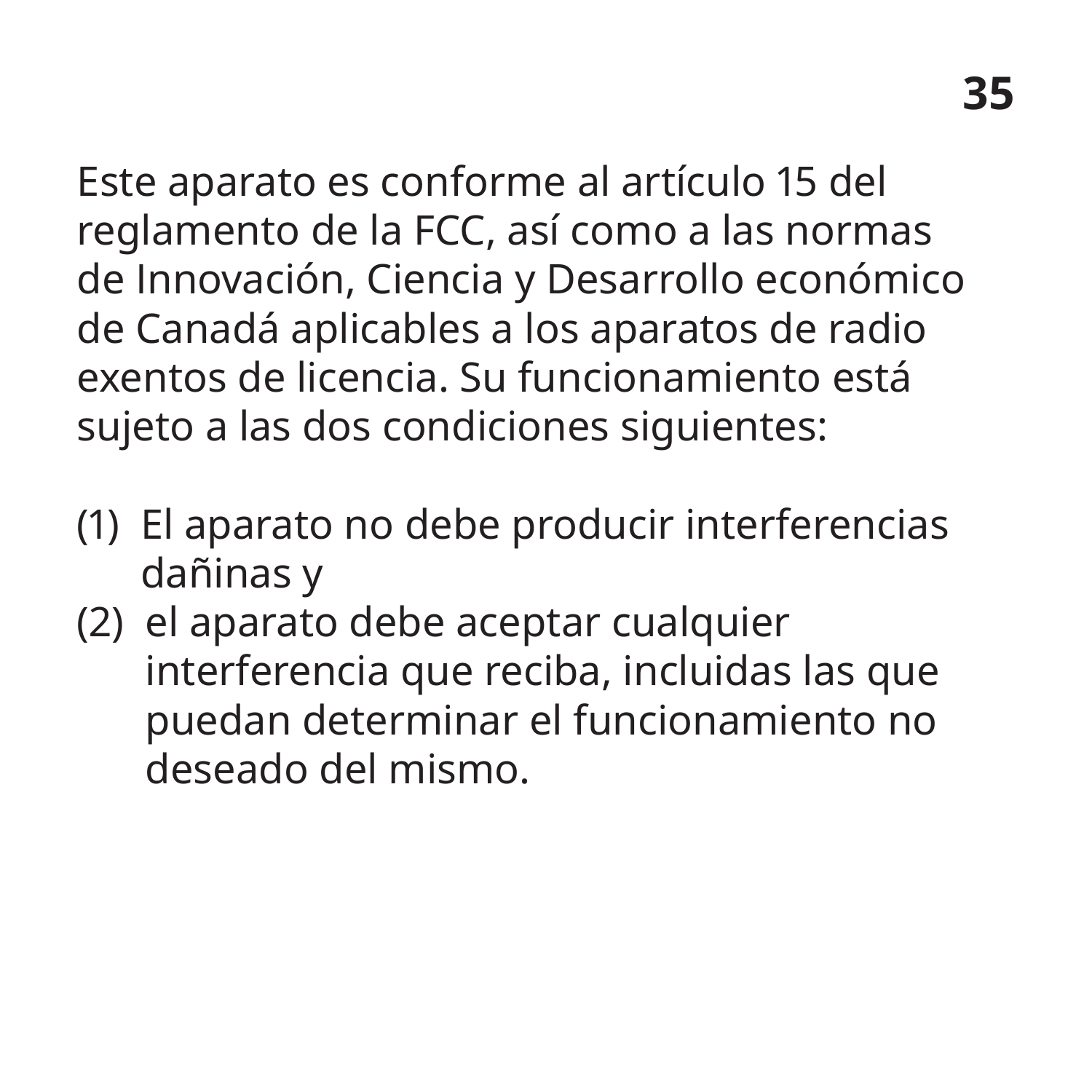Este aparato es conforme al artículo 15 del reglamento de la FCC, así como a las normas de Innovación, Ciencia y Desarrollo económico de Canadá aplicables a los aparatos de radio exentos de licencia. Su funcionamiento está sujeto a las dos condiciones siguientes:

(1) El aparato no debe producir interferencias dañinas y
(2) el aparato debe aceptar cualquier interferencia que reciba, incluidas las que puedan determinar el funcionamiento no deseado del mismo.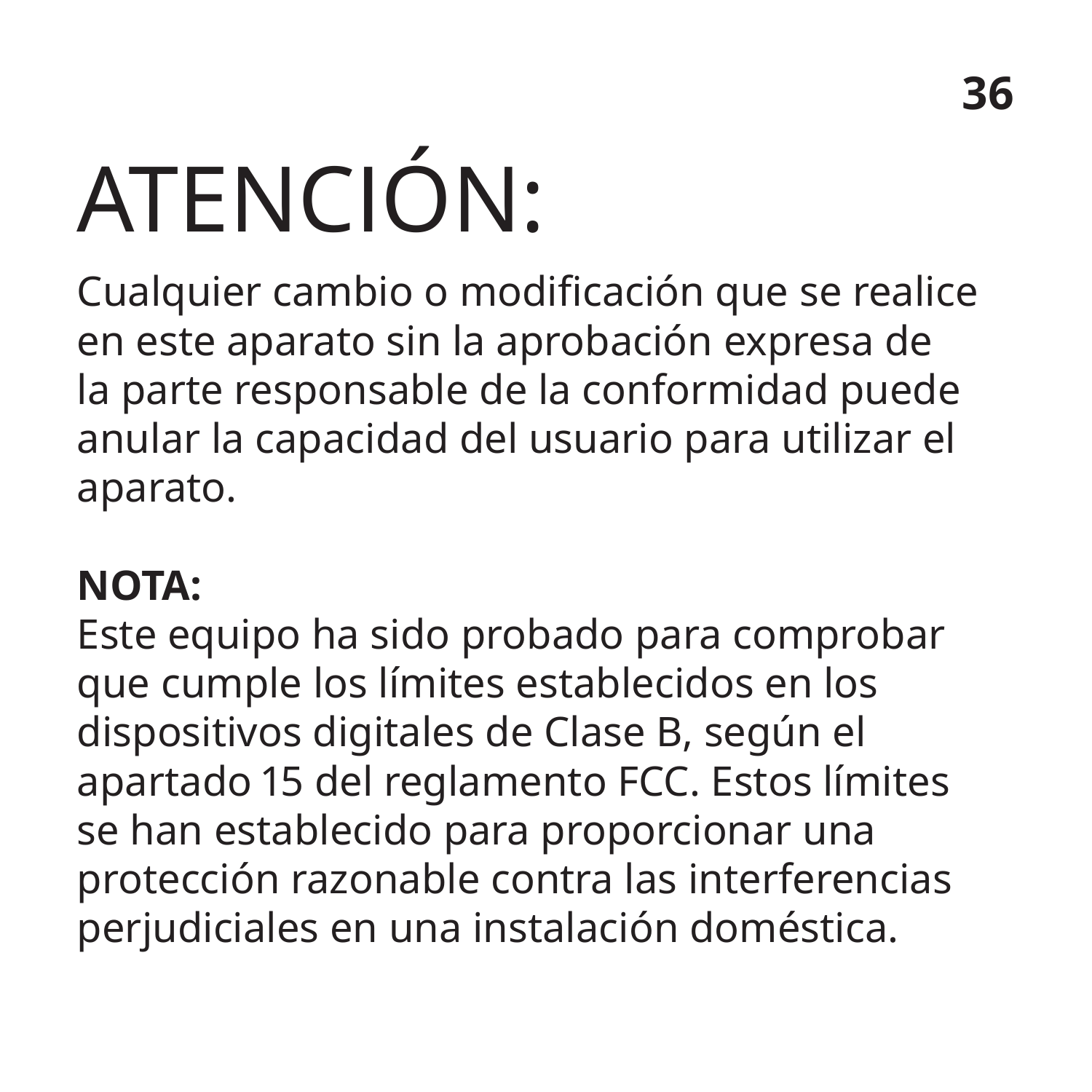# ATENCIÓN:

Cualquier cambio o modificación que se realice en este aparato sin la aprobación expresa de la parte responsable de la conformidad puede anular la capacidad del usuario para utilizar el aparato.

**NOTA:**
Este equipo ha sido probado para comprobar que cumple los límites establecidos en los dispositivos digitales de Clase B, según el apartado 15 del reglamento FCC. Estos límites se han establecido para proporcionar una protección razonable contra las interferencias perjudiciales en una instalación doméstica.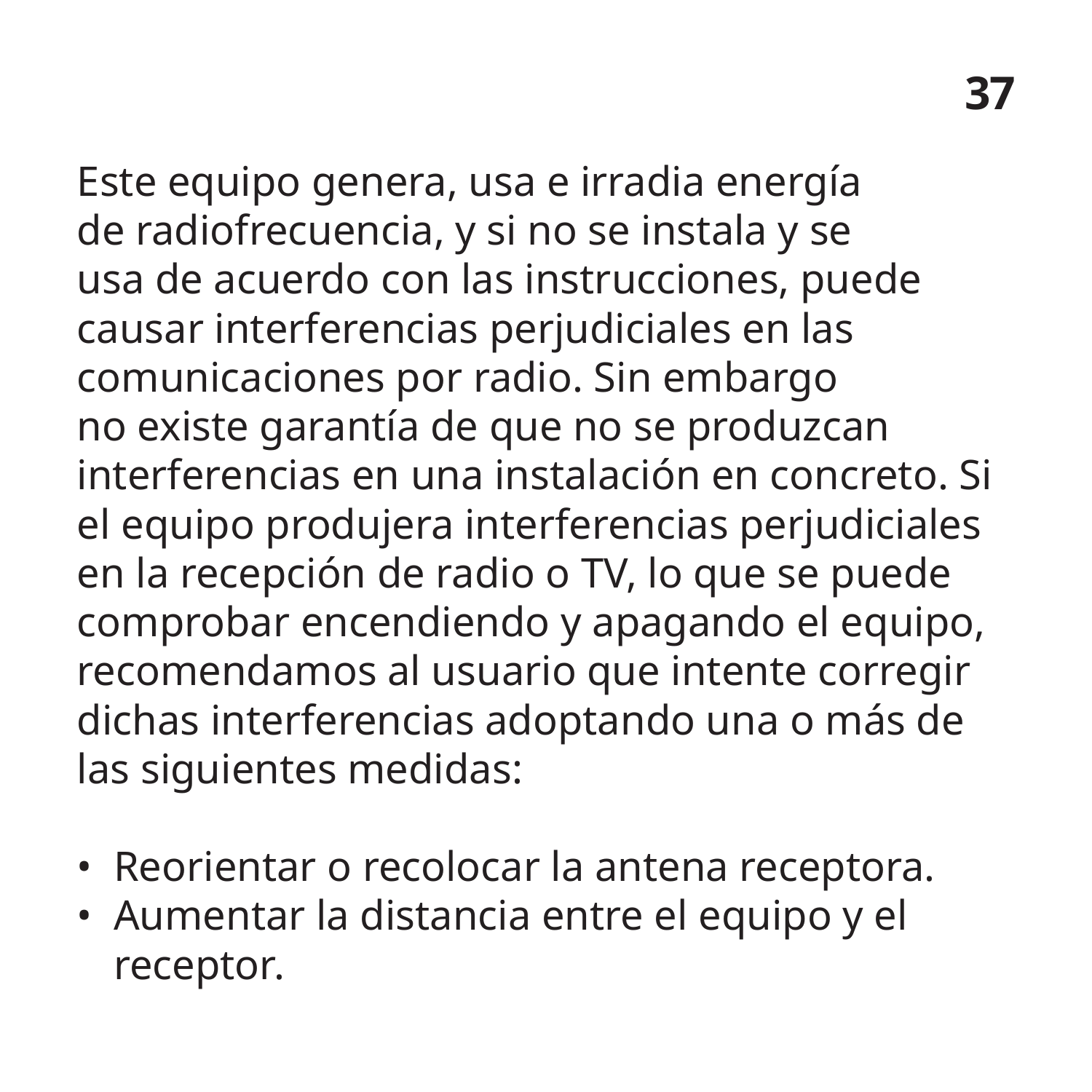Este equipo genera, usa e irradia energía de radiofrecuencia, y si no se instala y se usa de acuerdo con las instrucciones, puede causar interferencias perjudiciales en las comunicaciones por radio. Sin embargo no existe garantía de que no se produzcan interferencias en una instalación en concreto. Si el equipo produjera interferencias perjudiciales en la recepción de radio o TV, lo que se puede comprobar encendiendo y apagando el equipo, recomendamos al usuario que intente corregir dichas interferencias adoptando una o más de las siguientes medidas:

- Reorientar o recolocar la antena receptora.
- Aumentar la distancia entre el equipo y el receptor.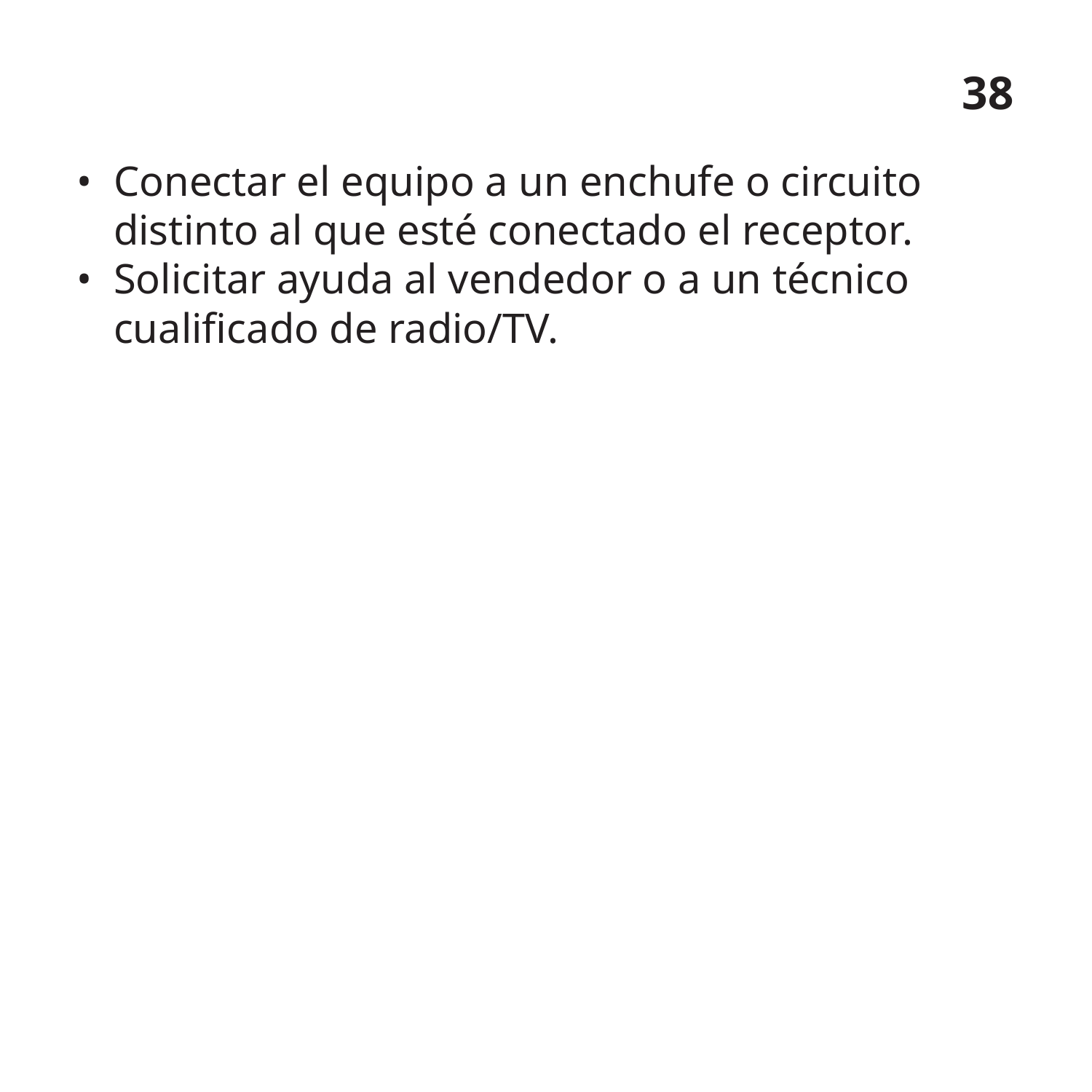- Conectar el equipo a un enchufe o circuito distinto al que esté conectado el receptor.
- Solicitar ayuda al vendedor o a un técnico cualificado de radio/TV.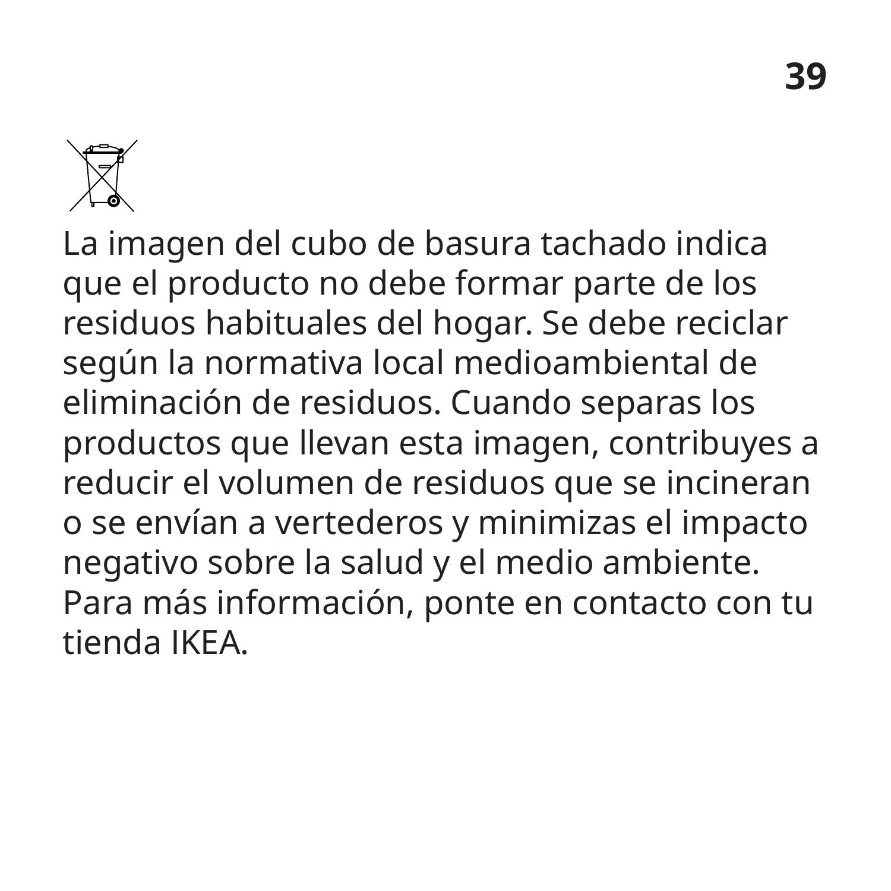La imagen del cubo de basura tachado indica que el producto no debe formar parte de los residuos habituales del hogar. Se debe reciclar según la normativa local medioambiental de eliminación de residuos. Cuando separas los productos que llevan esta imagen, contribuyes a reducir el volumen de residuos que se incineran o se envían a vertederos y minimizas el impacto negativo sobre la salud y el medio ambiente. Para más información, ponte en contacto con tu tienda IKEA.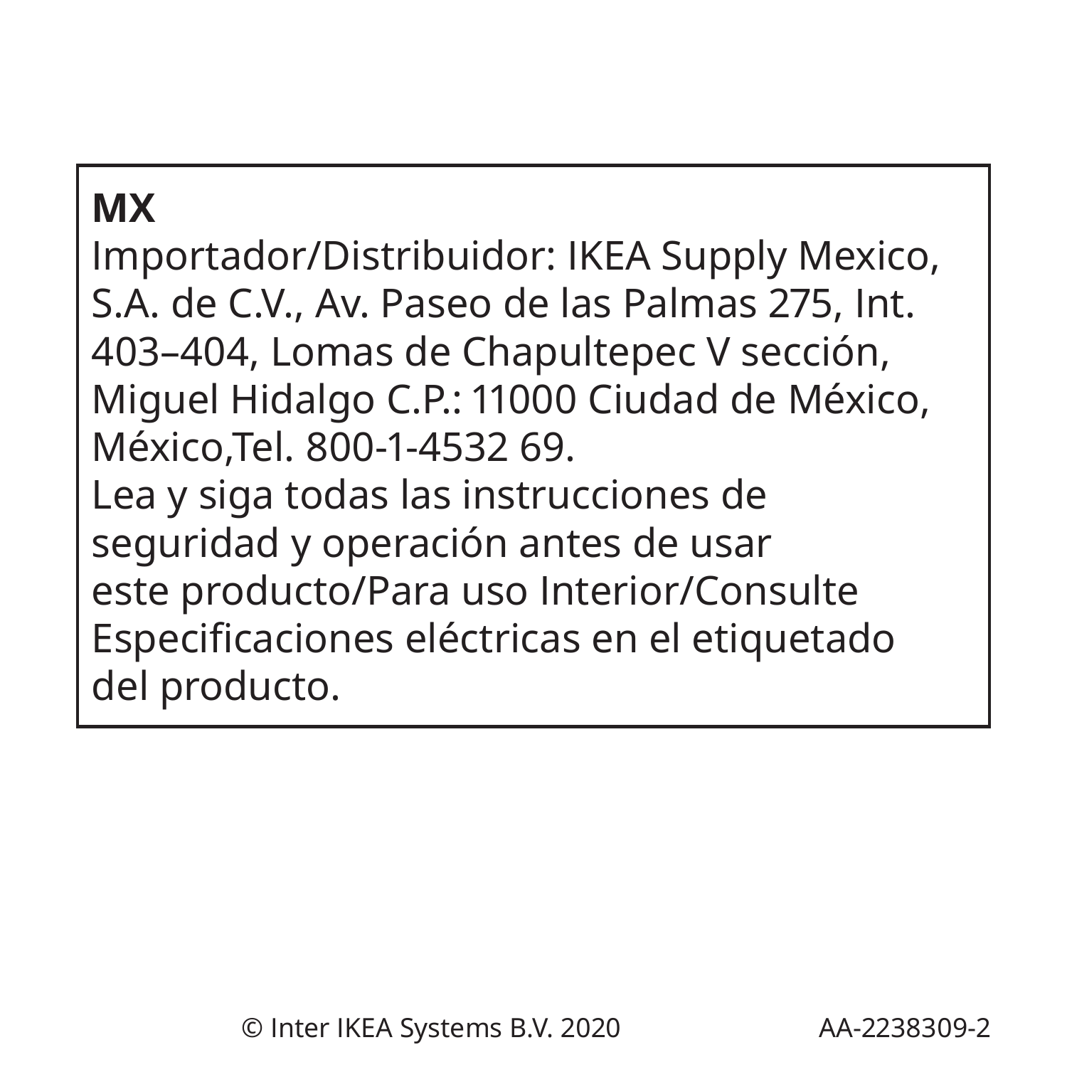**MX**

Importador/Distribuidor: IKEA Supply Mexico, S.A. de C.V., Av. Paseo de las Palmas 275, Int. 403–404, Lomas de Chapultepec V sección, Miguel Hidalgo C.P.: 11000 Ciudad de México, México,Tel. 800-1-4532 69.

Lea y siga todas las instrucciones de seguridad y operación antes de usar este producto/Para uso Interior/Consulte Especificaciones eléctricas en el etiquetado del producto.

© Inter IKEA Systems B.V. 2020

AA-2238309-2